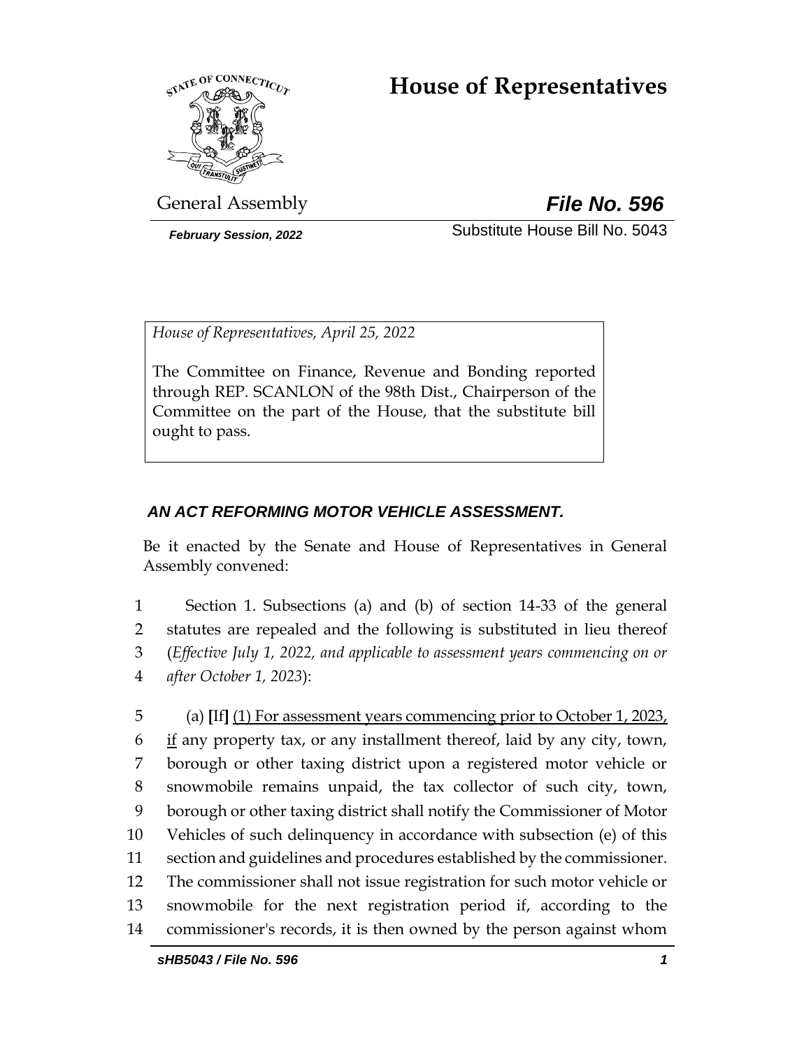# House of Representatives

General Assembly

***File No. 596***

*February Session, 2022*

Substitute House Bill No. 5043

*House of Representatives, April 25, 2022*

The Committee on Finance, Revenue and Bonding reported through REP. SCANLON of the 98th Dist., Chairperson of the Committee on the part of the House, that the substitute bill ought to pass.

***AN ACT REFORMING MOTOR VEHICLE ASSESSMENT.***

Be it enacted by the Senate and House of Representatives in General Assembly convened:

1 Section 1. Subsections (a) and (b) of section 14-33 of the general
2 statutes are repealed and the following is substituted in lieu thereof
3 (*Effective July 1, 2022, and applicable to assessment years commencing on or*
4 *after October 1, 2023*):

5 (a) **[**If**]** <u>(1) For assessment years commencing prior to October 1, 2023,</u>
6 <u>if</u> any property tax, or any installment thereof, laid by any city, town,
7 borough or other taxing district upon a registered motor vehicle or
8 snowmobile remains unpaid, the tax collector of such city, town,
9 borough or other taxing district shall notify the Commissioner of Motor
10 Vehicles of such delinquency in accordance with subsection (e) of this
11 section and guidelines and procedures established by the commissioner.
12 The commissioner shall not issue registration for such motor vehicle or
13 snowmobile for the next registration period if, according to the
14 commissioner's records, it is then owned by the person against whom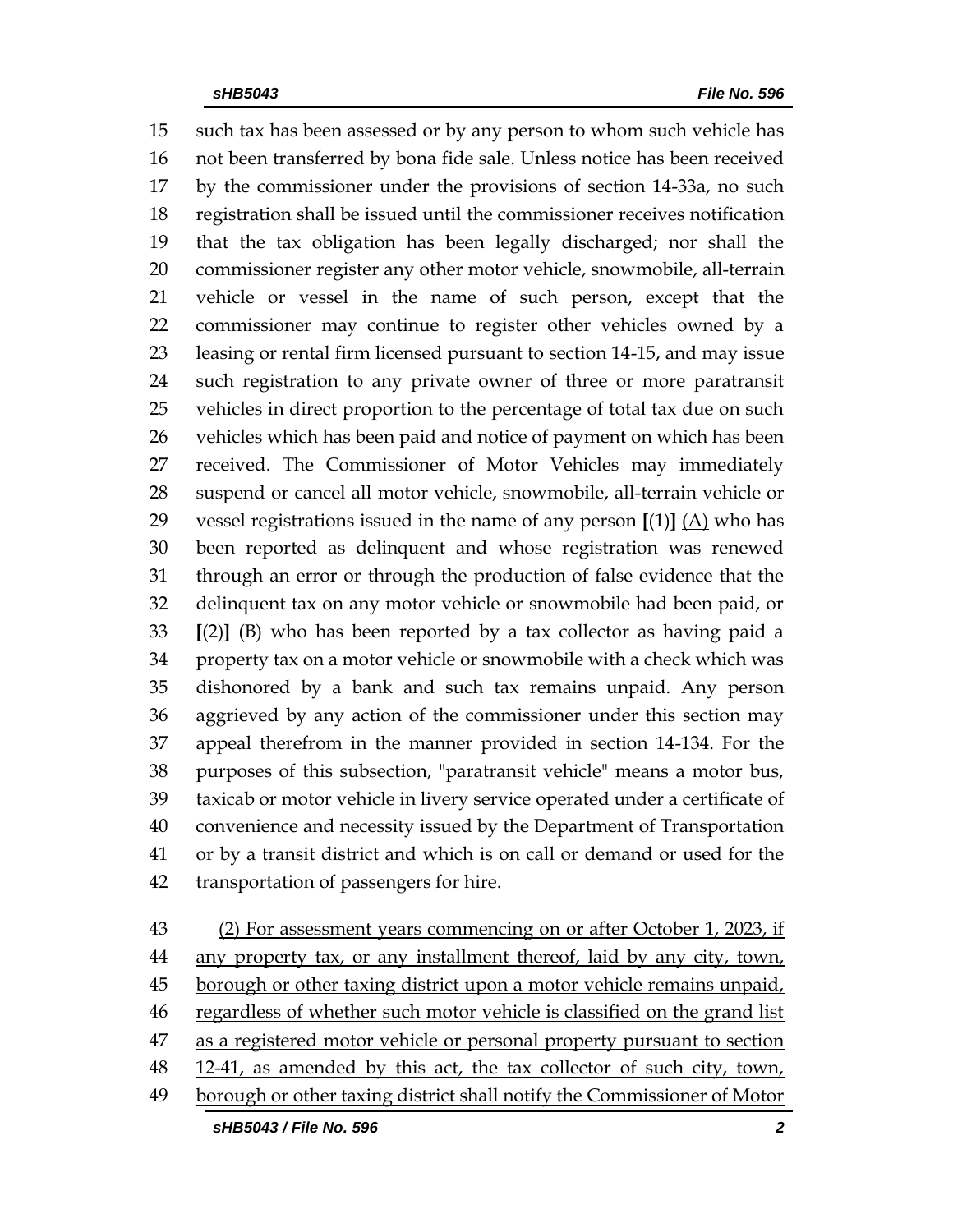such tax has been assessed or by any person to whom such vehicle has not been transferred by bona fide sale. Unless notice has been received by the commissioner under the provisions of section 14-33a, no such registration shall be issued until the commissioner receives notification that the tax obligation has been legally discharged; nor shall the commissioner register any other motor vehicle, snowmobile, all-terrain vehicle or vessel in the name of such person, except that the commissioner may continue to register other vehicles owned by a leasing or rental firm licensed pursuant to section 14-15, and may issue such registration to any private owner of three or more paratransit vehicles in direct proportion to the percentage of total tax due on such vehicles which has been paid and notice of payment on which has been received. The Commissioner of Motor Vehicles may immediately suspend or cancel all motor vehicle, snowmobile, all-terrain vehicle or vessel registrations issued in the name of any person **[**(1)**]** <u>(A)</u> who has been reported as delinquent and whose registration was renewed through an error or through the production of false evidence that the delinquent tax on any motor vehicle or snowmobile had been paid, or **[**(2)**]** <u>(B)</u> who has been reported by a tax collector as having paid a property tax on a motor vehicle or snowmobile with a check which was dishonored by a bank and such tax remains unpaid. Any person aggrieved by any action of the commissioner under this section may appeal therefrom in the manner provided in section 14-134. For the purposes of this subsection, "paratransit vehicle" means a motor bus, taxicab or motor vehicle in livery service operated under a certificate of convenience and necessity issued by the Department of Transportation or by a transit district and which is on call or demand or used for the transportation of passengers for hire.

<u>(2) For assessment years commencing on or after October 1, 2023, if any property tax, or any installment thereof, laid by any city, town, borough or other taxing district upon a motor vehicle remains unpaid, regardless of whether such motor vehicle is classified on the grand list as a registered motor vehicle or personal property pursuant to section 12-41, as amended by this act, the tax collector of such city, town, borough or other taxing district shall notify the Commissioner of Motor</u>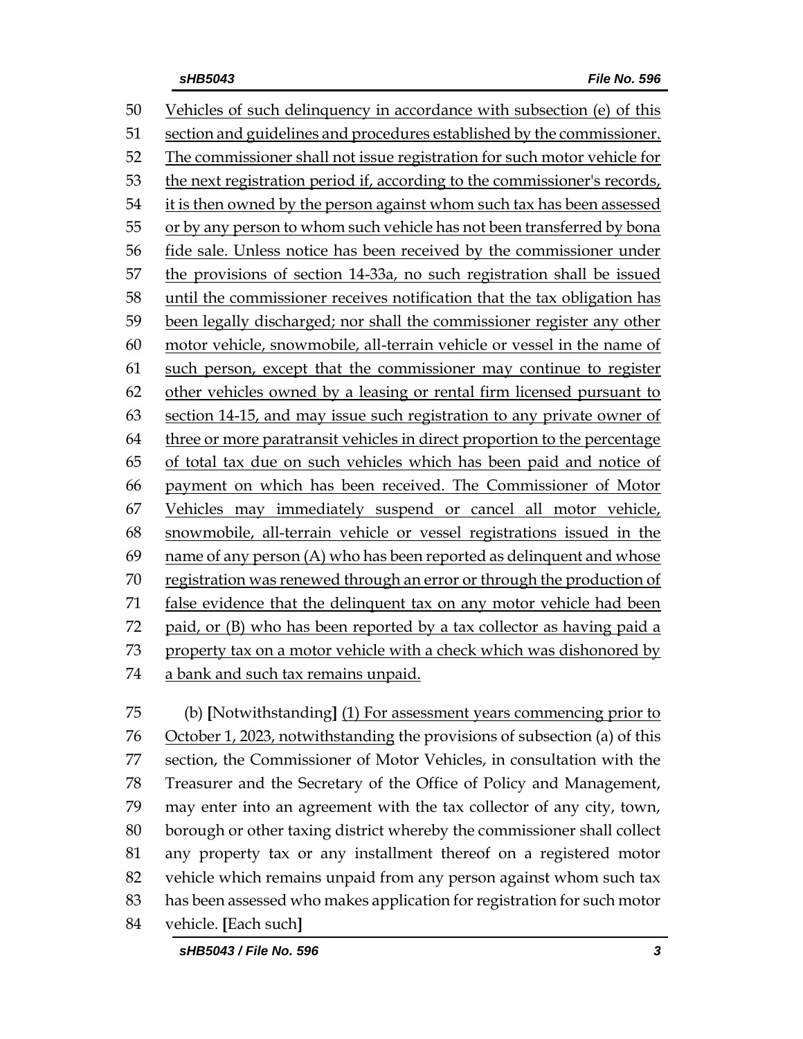Vehicles of such delinquency in accordance with subsection (e) of this section and guidelines and procedures established by the commissioner. The commissioner shall not issue registration for such motor vehicle for the next registration period if, according to the commissioner's records, it is then owned by the person against whom such tax has been assessed or by any person to whom such vehicle has not been transferred by bona fide sale. Unless notice has been received by the commissioner under the provisions of section 14-33a, no such registration shall be issued until the commissioner receives notification that the tax obligation has been legally discharged; nor shall the commissioner register any other motor vehicle, snowmobile, all-terrain vehicle or vessel in the name of such person, except that the commissioner may continue to register other vehicles owned by a leasing or rental firm licensed pursuant to section 14-15, and may issue such registration to any private owner of three or more paratransit vehicles in direct proportion to the percentage of total tax due on such vehicles which has been paid and notice of payment on which has been received. The Commissioner of Motor Vehicles may immediately suspend or cancel all motor vehicle, snowmobile, all-terrain vehicle or vessel registrations issued in the name of any person (A) who has been reported as delinquent and whose registration was renewed through an error or through the production of false evidence that the delinquent tax on any motor vehicle had been paid, or (B) who has been reported by a tax collector as having paid a property tax on a motor vehicle with a check which was dishonored by a bank and such tax remains unpaid.

(b) [Notwithstanding] (1) For assessment years commencing prior to October 1, 2023, notwithstanding the provisions of subsection (a) of this section, the Commissioner of Motor Vehicles, in consultation with the Treasurer and the Secretary of the Office of Policy and Management, may enter into an agreement with the tax collector of any city, town, borough or other taxing district whereby the commissioner shall collect any property tax or any installment thereof on a registered motor vehicle which remains unpaid from any person against whom such tax has been assessed who makes application for registration for such motor vehicle. [Each such]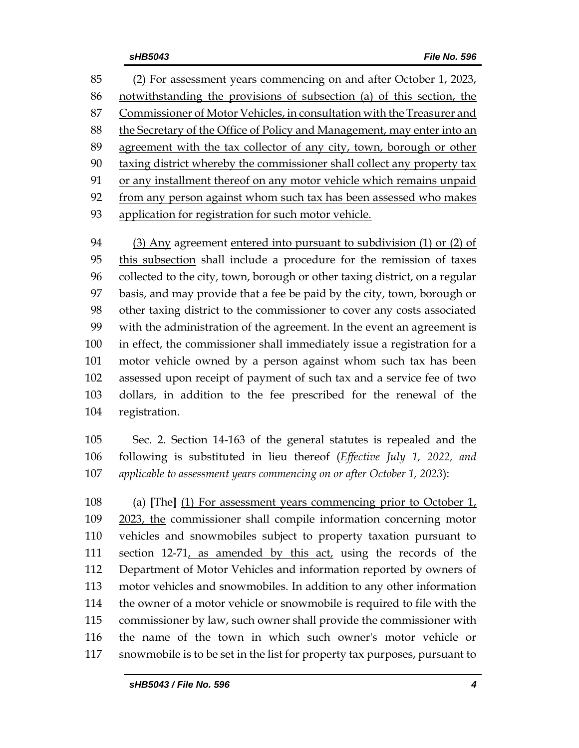(2) For assessment years commencing on and after October 1, 2023, notwithstanding the provisions of subsection (a) of this section, the Commissioner of Motor Vehicles, in consultation with the Treasurer and the Secretary of the Office of Policy and Management, may enter into an agreement with the tax collector of any city, town, borough or other taxing district whereby the commissioner shall collect any property tax or any installment thereof on any motor vehicle which remains unpaid from any person against whom such tax has been assessed who makes application for registration for such motor vehicle.

(3) Any agreement entered into pursuant to subdivision (1) or (2) of this subsection shall include a procedure for the remission of taxes collected to the city, town, borough or other taxing district, on a regular basis, and may provide that a fee be paid by the city, town, borough or other taxing district to the commissioner to cover any costs associated with the administration of the agreement. In the event an agreement is in effect, the commissioner shall immediately issue a registration for a motor vehicle owned by a person against whom such tax has been assessed upon receipt of payment of such tax and a service fee of two dollars, in addition to the fee prescribed for the renewal of the registration.

Sec. 2. Section 14-163 of the general statutes is repealed and the following is substituted in lieu thereof (*Effective July 1, 2022, and applicable to assessment years commencing on or after October 1, 2023*):

(a) [The] (1) For assessment years commencing prior to October 1, 2023, the commissioner shall compile information concerning motor vehicles and snowmobiles subject to property taxation pursuant to section 12-71, as amended by this act, using the records of the Department of Motor Vehicles and information reported by owners of motor vehicles and snowmobiles. In addition to any other information the owner of a motor vehicle or snowmobile is required to file with the commissioner by law, such owner shall provide the commissioner with the name of the town in which such owner's motor vehicle or snowmobile is to be set in the list for property tax purposes, pursuant to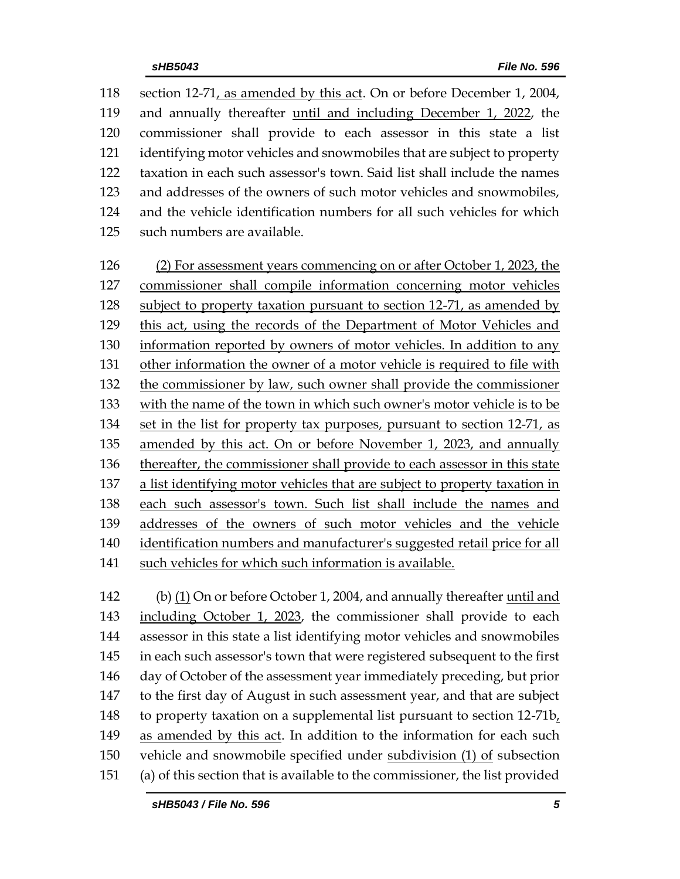section 12-71, as amended by this act. On or before December 1, 2004, and annually thereafter until and including December 1, 2022, the commissioner shall provide to each assessor in this state a list identifying motor vehicles and snowmobiles that are subject to property taxation in each such assessor's town. Said list shall include the names and addresses of the owners of such motor vehicles and snowmobiles, and the vehicle identification numbers for all such vehicles for which such numbers are available.

(2) For assessment years commencing on or after October 1, 2023, the commissioner shall compile information concerning motor vehicles subject to property taxation pursuant to section 12-71, as amended by this act, using the records of the Department of Motor Vehicles and information reported by owners of motor vehicles. In addition to any other information the owner of a motor vehicle is required to file with the commissioner by law, such owner shall provide the commissioner with the name of the town in which such owner's motor vehicle is to be set in the list for property tax purposes, pursuant to section 12-71, as amended by this act. On or before November 1, 2023, and annually thereafter, the commissioner shall provide to each assessor in this state a list identifying motor vehicles that are subject to property taxation in each such assessor's town. Such list shall include the names and addresses of the owners of such motor vehicles and the vehicle identification numbers and manufacturer's suggested retail price for all such vehicles for which such information is available.

(b) (1) On or before October 1, 2004, and annually thereafter until and including October 1, 2023, the commissioner shall provide to each assessor in this state a list identifying motor vehicles and snowmobiles in each such assessor's town that were registered subsequent to the first day of October of the assessment year immediately preceding, but prior to the first day of August in such assessment year, and that are subject to property taxation on a supplemental list pursuant to section 12-71b, as amended by this act. In addition to the information for each such vehicle and snowmobile specified under subdivision (1) of subsection (a) of this section that is available to the commissioner, the list provided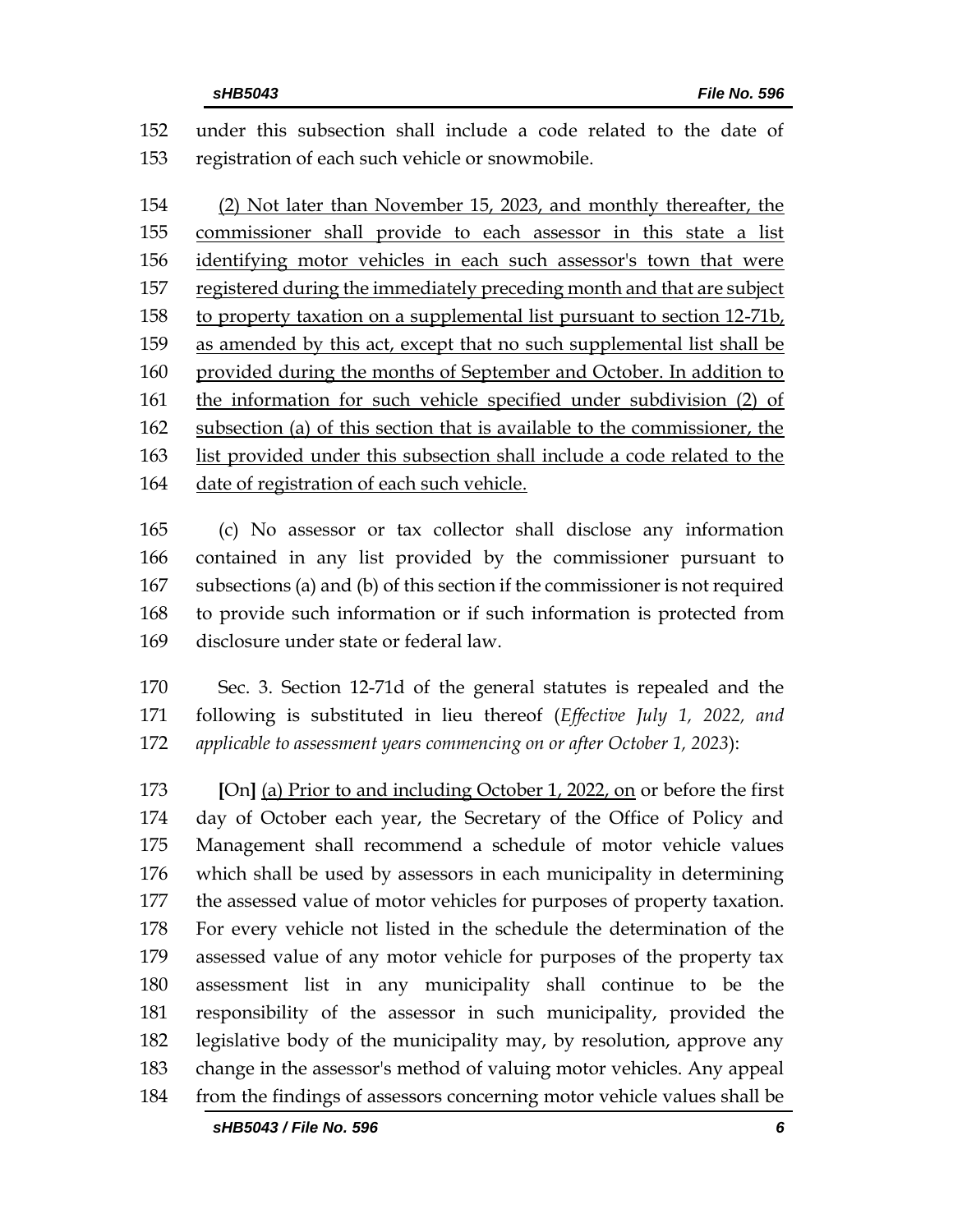under this subsection shall include a code related to the date of registration of each such vehicle or snowmobile.

<u>(2) Not later than November 15, 2023, and monthly thereafter, the commissioner shall provide to each assessor in this state a list identifying motor vehicles in each such assessor's town that were registered during the immediately preceding month and that are subject to property taxation on a supplemental list pursuant to section 12-71b, as amended by this act, except that no such supplemental list shall be provided during the months of September and October. In addition to the information for such vehicle specified under subdivision (2) of subsection (a) of this section that is available to the commissioner, the list provided under this subsection shall include a code related to the date of registration of each such vehicle.</u>

(c) No assessor or tax collector shall disclose any information contained in any list provided by the commissioner pursuant to subsections (a) and (b) of this section if the commissioner is not required to provide such information or if such information is protected from disclosure under state or federal law.

Sec. 3. Section 12-71d of the general statutes is repealed and the following is substituted in lieu thereof (*Effective July 1, 2022, and applicable to assessment years commencing on or after October 1, 2023*):

**[**On**]** <u>(a) Prior to and including October 1, 2022, on</u> or before the first day of October each year, the Secretary of the Office of Policy and Management shall recommend a schedule of motor vehicle values which shall be used by assessors in each municipality in determining the assessed value of motor vehicles for purposes of property taxation. For every vehicle not listed in the schedule the determination of the assessed value of any motor vehicle for purposes of the property tax assessment list in any municipality shall continue to be the responsibility of the assessor in such municipality, provided the legislative body of the municipality may, by resolution, approve any change in the assessor's method of valuing motor vehicles. Any appeal from the findings of assessors concerning motor vehicle values shall be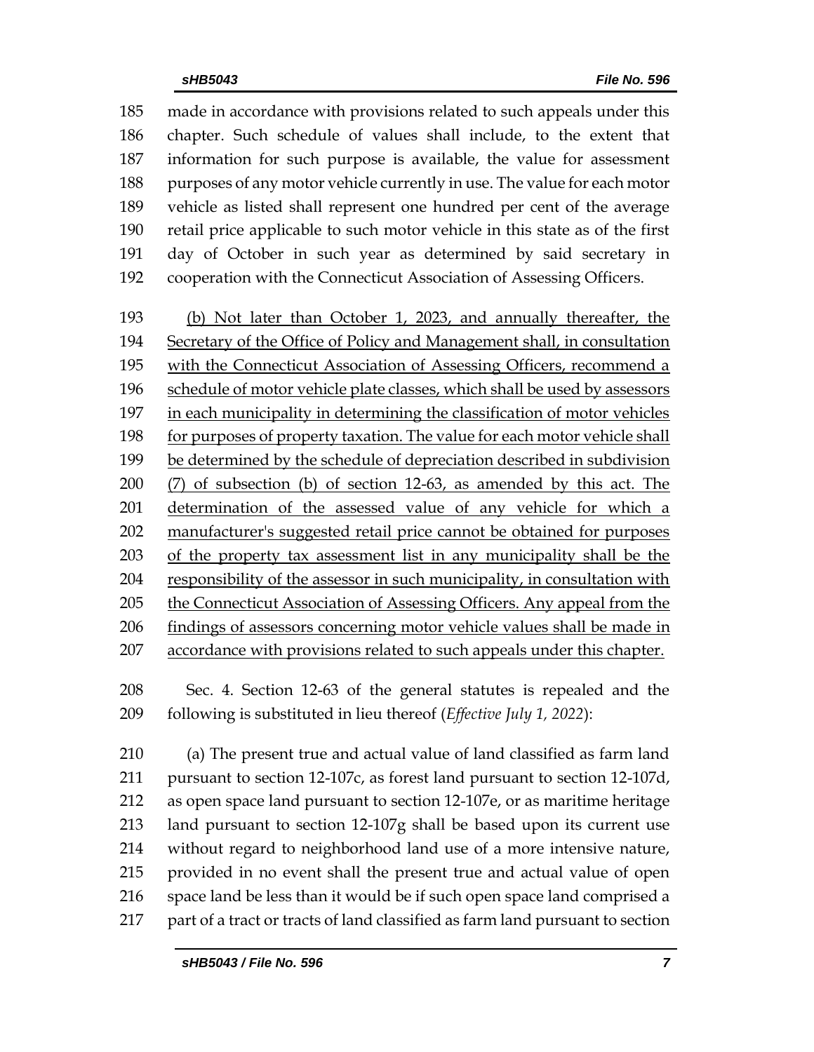185 made in accordance with provisions related to such appeals under this
186 chapter. Such schedule of values shall include, to the extent that
187 information for such purpose is available, the value for assessment
188 purposes of any motor vehicle currently in use. The value for each motor
189 vehicle as listed shall represent one hundred per cent of the average
190 retail price applicable to such motor vehicle in this state as of the first
191 day of October in such year as determined by said secretary in
192 cooperation with the Connecticut Association of Assessing Officers.

193 <u>(b) Not later than October 1, 2023, and annually thereafter, the</u>
194 <u>Secretary of the Office of Policy and Management shall, in consultation</u>
195 <u>with the Connecticut Association of Assessing Officers, recommend a</u>
196 <u>schedule of motor vehicle plate classes, which shall be used by assessors</u>
197 <u>in each municipality in determining the classification of motor vehicles</u>
198 <u>for purposes of property taxation. The value for each motor vehicle shall</u>
199 <u>be determined by the schedule of depreciation described in subdivision</u>
200 <u>(7) of subsection (b) of section 12-63, as amended by this act. The</u>
201 <u>determination of the assessed value of any vehicle for which a</u>
202 <u>manufacturer's suggested retail price cannot be obtained for purposes</u>
203 <u>of the property tax assessment list in any municipality shall be the</u>
204 <u>responsibility of the assessor in such municipality, in consultation with</u>
205 <u>the Connecticut Association of Assessing Officers. Any appeal from the</u>
206 <u>findings of assessors concerning motor vehicle values shall be made in</u>
207 <u>accordance with provisions related to such appeals under this chapter.</u>

208 Sec. 4. Section 12-63 of the general statutes is repealed and the
209 following is substituted in lieu thereof (*Effective July 1, 2022*):

210 (a) The present true and actual value of land classified as farm land
211 pursuant to section 12-107c, as forest land pursuant to section 12-107d,
212 as open space land pursuant to section 12-107e, or as maritime heritage
213 land pursuant to section 12-107g shall be based upon its current use
214 without regard to neighborhood land use of a more intensive nature,
215 provided in no event shall the present true and actual value of open
216 space land be less than it would be if such open space land comprised a
217 part of a tract or tracts of land classified as farm land pursuant to section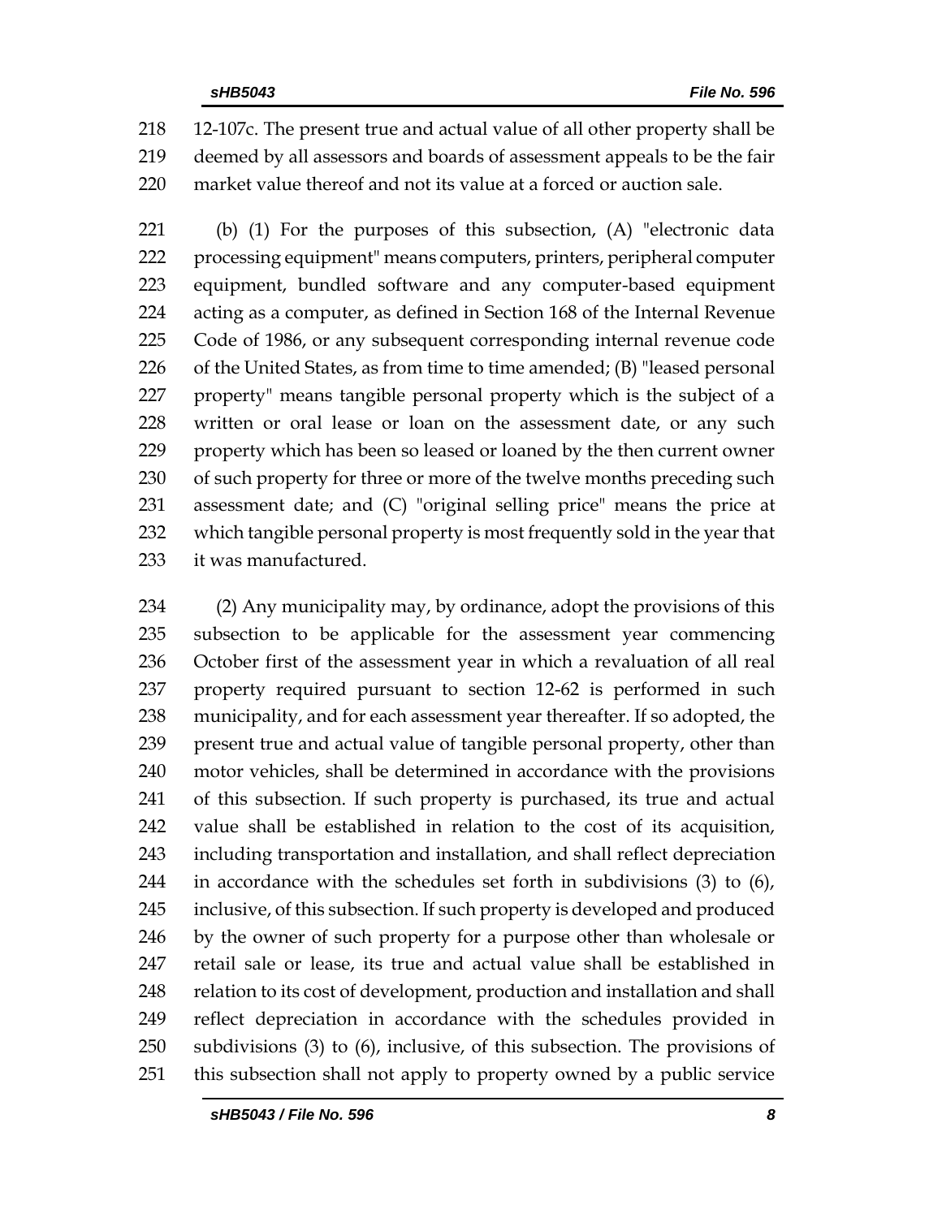12-107c. The present true and actual value of all other property shall be deemed by all assessors and boards of assessment appeals to be the fair market value thereof and not its value at a forced or auction sale.

(b) (1) For the purposes of this subsection, (A) "electronic data processing equipment" means computers, printers, peripheral computer equipment, bundled software and any computer-based equipment acting as a computer, as defined in Section 168 of the Internal Revenue Code of 1986, or any subsequent corresponding internal revenue code of the United States, as from time to time amended; (B) "leased personal property" means tangible personal property which is the subject of a written or oral lease or loan on the assessment date, or any such property which has been so leased or loaned by the then current owner of such property for three or more of the twelve months preceding such assessment date; and (C) "original selling price" means the price at which tangible personal property is most frequently sold in the year that it was manufactured.

(2) Any municipality may, by ordinance, adopt the provisions of this subsection to be applicable for the assessment year commencing October first of the assessment year in which a revaluation of all real property required pursuant to section 12-62 is performed in such municipality, and for each assessment year thereafter. If so adopted, the present true and actual value of tangible personal property, other than motor vehicles, shall be determined in accordance with the provisions of this subsection. If such property is purchased, its true and actual value shall be established in relation to the cost of its acquisition, including transportation and installation, and shall reflect depreciation in accordance with the schedules set forth in subdivisions (3) to (6), inclusive, of this subsection. If such property is developed and produced by the owner of such property for a purpose other than wholesale or retail sale or lease, its true and actual value shall be established in relation to its cost of development, production and installation and shall reflect depreciation in accordance with the schedules provided in subdivisions (3) to (6), inclusive, of this subsection. The provisions of this subsection shall not apply to property owned by a public service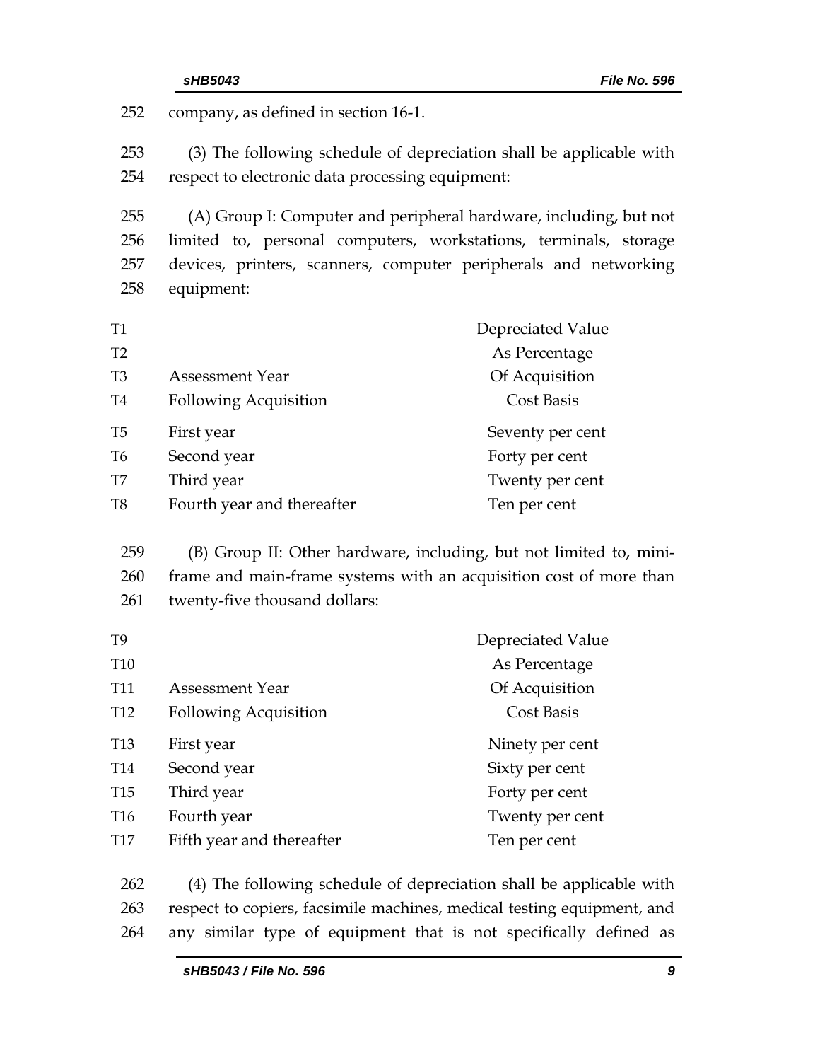company, as defined in section 16-1.

(3) The following schedule of depreciation shall be applicable with respect to electronic data processing equipment:

(A) Group I: Computer and peripheral hardware, including, but not limited to, personal computers, workstations, terminals, storage devices, printers, scanners, computer peripherals and networking equipment:

| Assessment Year Following Acquisition | Depreciated Value As Percentage Of Acquisition Cost Basis |
|---|---|
| First year | Seventy per cent |
| Second year | Forty per cent |
| Third year | Twenty per cent |
| Fourth year and thereafter | Ten per cent |

(B) Group II: Other hardware, including, but not limited to, mini-frame and main-frame systems with an acquisition cost of more than twenty-five thousand dollars:

| Assessment Year Following Acquisition | Depreciated Value As Percentage Of Acquisition Cost Basis |
|---|---|
| First year | Ninety per cent |
| Second year | Sixty per cent |
| Third year | Forty per cent |
| Fourth year | Twenty per cent |
| Fifth year and thereafter | Ten per cent |

(4) The following schedule of depreciation shall be applicable with respect to copiers, facsimile machines, medical testing equipment, and any similar type of equipment that is not specifically defined as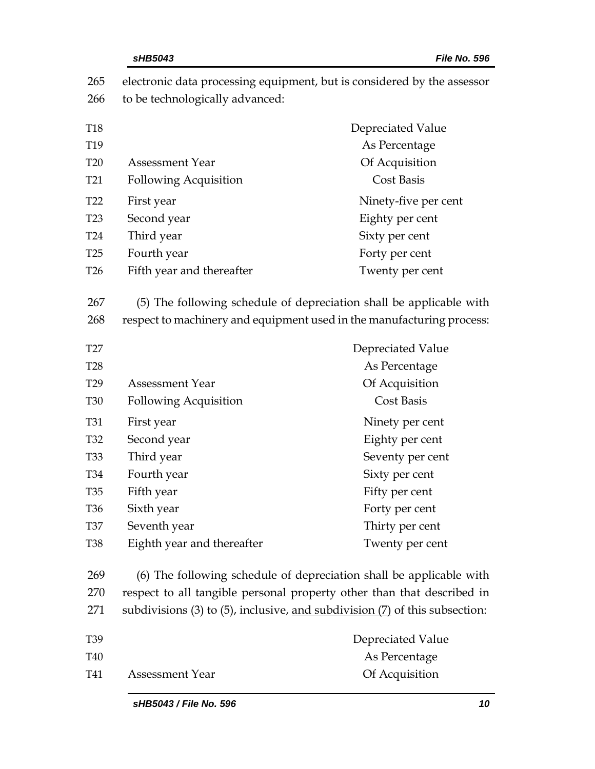265 electronic data processing equipment, but is considered by the assessor
266 to be technologically advanced:

| Assessment Year Following Acquisition | Depreciated Value As Percentage Of Acquisition Cost Basis |
|---|---|
| First year | Ninety-five per cent |
| Second year | Eighty per cent |
| Third year | Sixty per cent |
| Fourth year | Forty per cent |
| Fifth year and thereafter | Twenty per cent |

267 (5) The following schedule of depreciation shall be applicable with
268 respect to machinery and equipment used in the manufacturing process:

| Assessment Year Following Acquisition | Depreciated Value As Percentage Of Acquisition Cost Basis |
|---|---|
| First year | Ninety per cent |
| Second year | Eighty per cent |
| Third year | Seventy per cent |
| Fourth year | Sixty per cent |
| Fifth year | Fifty per cent |
| Sixth year | Forty per cent |
| Seventh year | Thirty per cent |
| Eighth year and thereafter | Twenty per cent |

269 (6) The following schedule of depreciation shall be applicable with
270 respect to all tangible personal property other than that described in
271 subdivisions (3) to (5), inclusive, <u>and subdivision (7)</u> of this subsection:

| Assessment Year | Depreciated Value As Percentage Of Acquisition |
|---|---|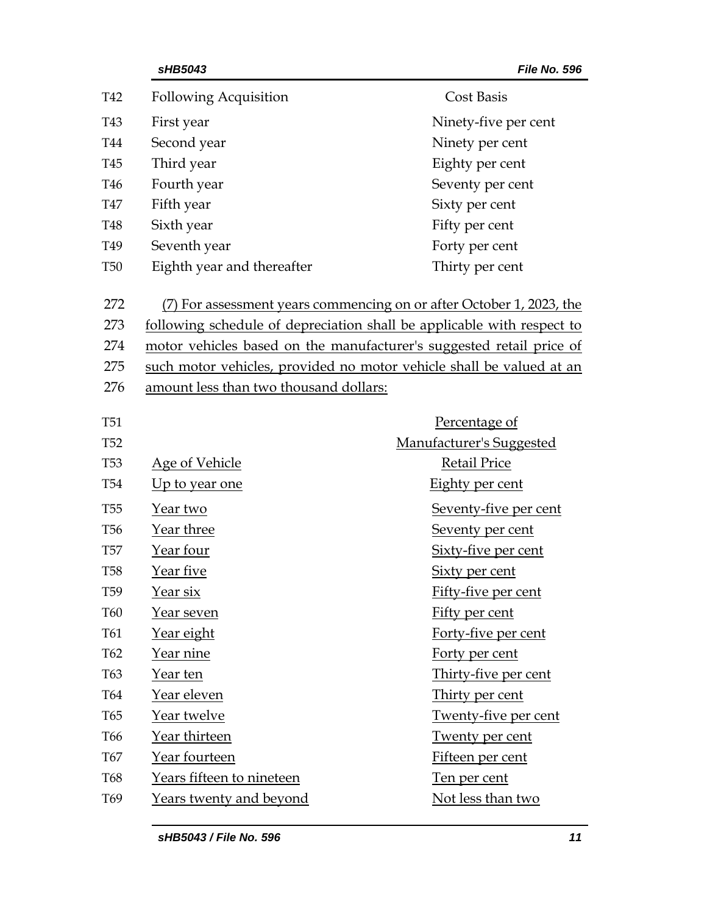| Following Acquisition | Cost Basis |
|---|---|
| First year | Ninety-five per cent |
| Second year | Ninety per cent |
| Third year | Eighty per cent |
| Fourth year | Seventy per cent |
| Fifth year | Sixty per cent |
| Sixth year | Fifty per cent |
| Seventh year | Forty per cent |
| Eighth year and thereafter | Thirty per cent |

(7) For assessment years commencing on or after October 1, 2023, the following schedule of depreciation shall be applicable with respect to motor vehicles based on the manufacturer's suggested retail price of such motor vehicles, provided no motor vehicle shall be valued at an amount less than two thousand dollars:

| Age of Vehicle | Percentage of Manufacturer's Suggested Retail Price |
|---|---|
| Up to year one | Eighty per cent |
| Year two | Seventy-five per cent |
| Year three | Seventy per cent |
| Year four | Sixty-five per cent |
| Year five | Sixty per cent |
| Year six | Fifty-five per cent |
| Year seven | Fifty per cent |
| Year eight | Forty-five per cent |
| Year nine | Forty per cent |
| Year ten | Thirty-five per cent |
| Year eleven | Thirty per cent |
| Year twelve | Twenty-five per cent |
| Year thirteen | Twenty per cent |
| Year fourteen | Fifteen per cent |
| Years fifteen to nineteen | Ten per cent |
| Years twenty and beyond | Not less than two |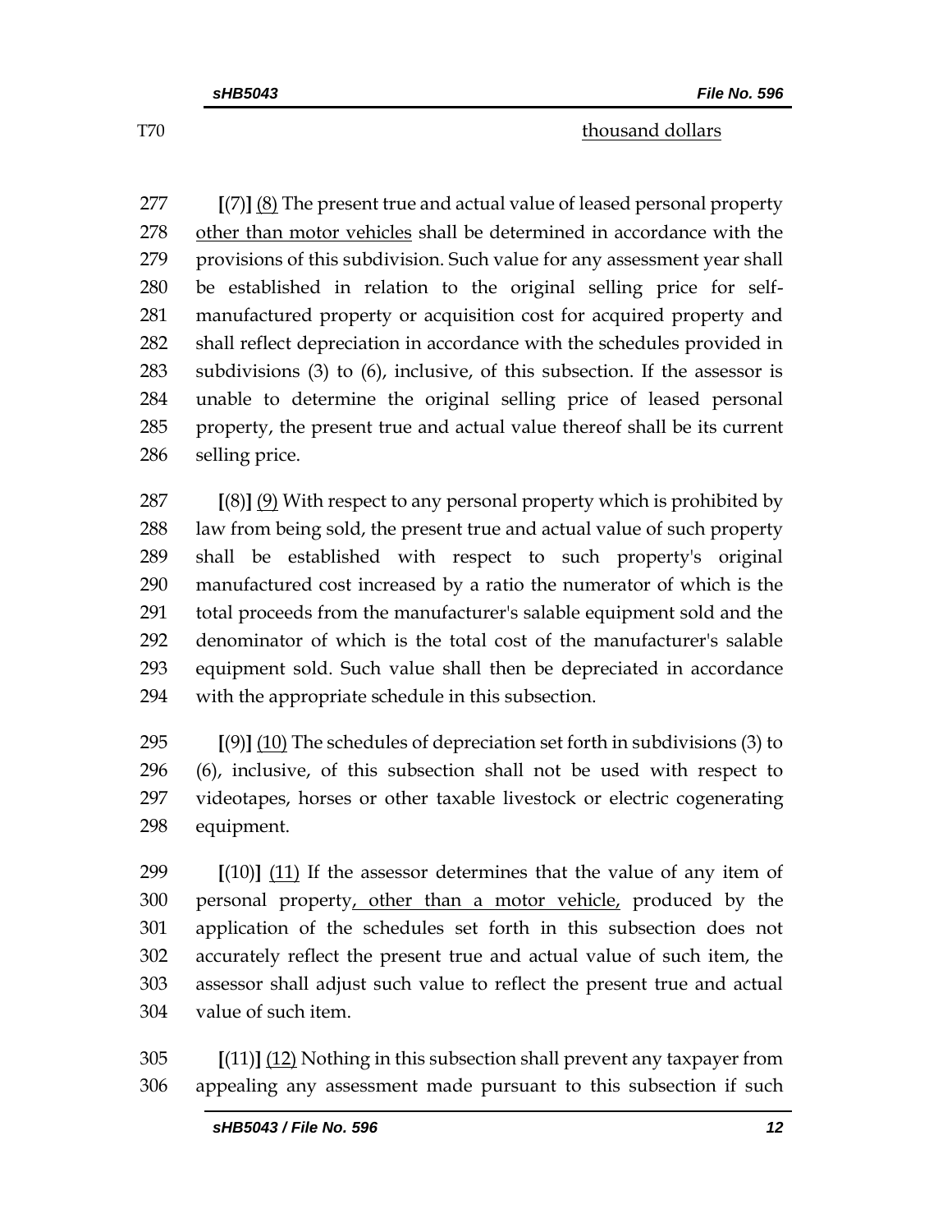T70 thousand dollars

277 [(7)] (8) The present true and actual value of leased personal property
278 other than motor vehicles shall be determined in accordance with the
279 provisions of this subdivision. Such value for any assessment year shall
280 be established in relation to the original selling price for self-
281 manufactured property or acquisition cost for acquired property and
282 shall reflect depreciation in accordance with the schedules provided in
283 subdivisions (3) to (6), inclusive, of this subsection. If the assessor is
284 unable to determine the original selling price of leased personal
285 property, the present true and actual value thereof shall be its current
286 selling price.

287 [(8)] (9) With respect to any personal property which is prohibited by
288 law from being sold, the present true and actual value of such property
289 shall be established with respect to such property's original
290 manufactured cost increased by a ratio the numerator of which is the
291 total proceeds from the manufacturer's salable equipment sold and the
292 denominator of which is the total cost of the manufacturer's salable
293 equipment sold. Such value shall then be depreciated in accordance
294 with the appropriate schedule in this subsection.

295 [(9)] (10) The schedules of depreciation set forth in subdivisions (3) to
296 (6), inclusive, of this subsection shall not be used with respect to
297 videotapes, horses or other taxable livestock or electric cogenerating
298 equipment.

299 [(10)] (11) If the assessor determines that the value of any item of
300 personal property, other than a motor vehicle, produced by the
301 application of the schedules set forth in this subsection does not
302 accurately reflect the present true and actual value of such item, the
303 assessor shall adjust such value to reflect the present true and actual
304 value of such item.

305 [(11)] (12) Nothing in this subsection shall prevent any taxpayer from
306 appealing any assessment made pursuant to this subsection if such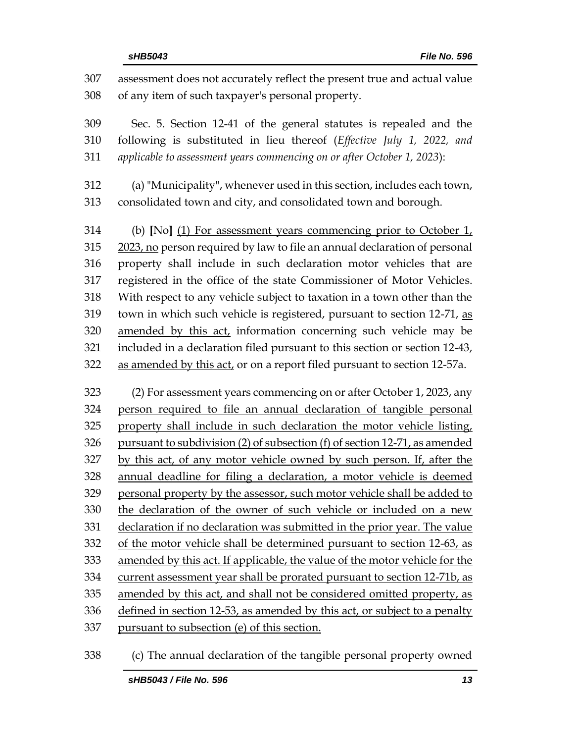assessment does not accurately reflect the present true and actual value of any item of such taxpayer's personal property.

Sec. 5. Section 12-41 of the general statutes is repealed and the following is substituted in lieu thereof (*Effective July 1, 2022, and applicable to assessment years commencing on or after October 1, 2023*):

(a) "Municipality", whenever used in this section, includes each town, consolidated town and city, and consolidated town and borough.

(b) [No] <u>(1) For assessment years commencing prior to October 1, 2023, no</u> person required by law to file an annual declaration of personal property shall include in such declaration motor vehicles that are registered in the office of the state Commissioner of Motor Vehicles. With respect to any vehicle subject to taxation in a town other than the town in which such vehicle is registered, pursuant to section 12-71, <u>as amended by this act,</u> information concerning such vehicle may be included in a declaration filed pursuant to this section or section 12-43, <u>as amended by this act,</u> or on a report filed pursuant to section 12-57a.

<u>(2) For assessment years commencing on or after October 1, 2023, any person required to file an annual declaration of tangible personal property shall include in such declaration the motor vehicle listing, pursuant to subdivision (2) of subsection (f) of section 12-71, as amended by this act, of any motor vehicle owned by such person. If, after the annual deadline for filing a declaration, a motor vehicle is deemed personal property by the assessor, such motor vehicle shall be added to the declaration of the owner of such vehicle or included on a new declaration if no declaration was submitted in the prior year. The value of the motor vehicle shall be determined pursuant to section 12-63, as amended by this act. If applicable, the value of the motor vehicle for the current assessment year shall be prorated pursuant to section 12-71b, as amended by this act, and shall not be considered omitted property, as defined in section 12-53, as amended by this act, or subject to a penalty pursuant to subsection (e) of this section.</u>

(c) The annual declaration of the tangible personal property owned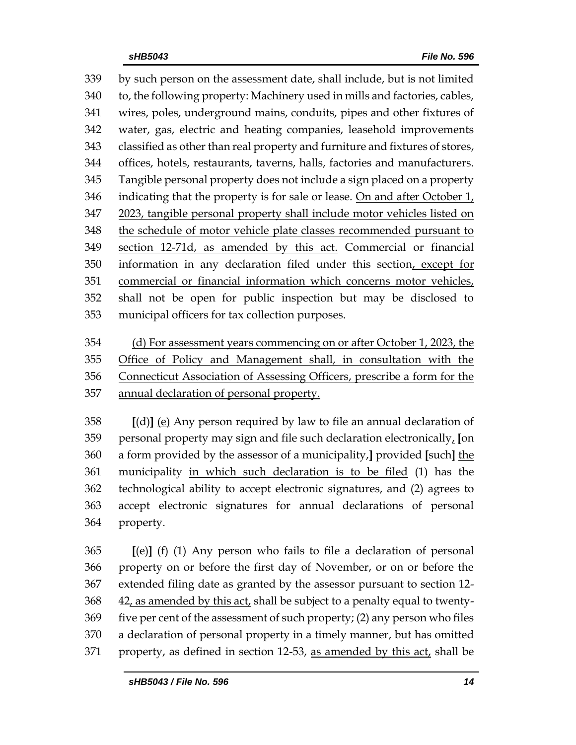by such person on the assessment date, shall include, but is not limited to, the following property: Machinery used in mills and factories, cables, wires, poles, underground mains, conduits, pipes and other fixtures of water, gas, electric and heating companies, leasehold improvements classified as other than real property and furniture and fixtures of stores, offices, hotels, restaurants, taverns, halls, factories and manufacturers. Tangible personal property does not include a sign placed on a property indicating that the property is for sale or lease. <u>On and after October 1, 2023, tangible personal property shall include motor vehicles listed on the schedule of motor vehicle plate classes recommended pursuant to section 12-71d, as amended by this act.</u> Commercial or financial information in any declaration filed under this section<u>, except for commercial or financial information which concerns motor vehicles,</u> shall not be open for public inspection but may be disclosed to municipal officers for tax collection purposes.

<u>(d) For assessment years commencing on or after October 1, 2023, the Office of Policy and Management shall, in consultation with the Connecticut Association of Assessing Officers, prescribe a form for the annual declaration of personal property.</u>

**[**(d)**]** <u>(e)</u> Any person required by law to file an annual declaration of personal property may sign and file such declaration electronically<u>,</u> **[**on a form provided by the assessor of a municipality,**]** provided **[**such**]** <u>the</u> municipality <u>in which such declaration is to be filed</u> (1) has the technological ability to accept electronic signatures, and (2) agrees to accept electronic signatures for annual declarations of personal property.

**[**(e)**]** <u>(f)</u> (1) Any person who fails to file a declaration of personal property on or before the first day of November, or on or before the extended filing date as granted by the assessor pursuant to section 12-42<u>, as amended by this act,</u> shall be subject to a penalty equal to twenty-five per cent of the assessment of such property; (2) any person who files a declaration of personal property in a timely manner, but has omitted property, as defined in section 12-53, <u>as amended by this act,</u> shall be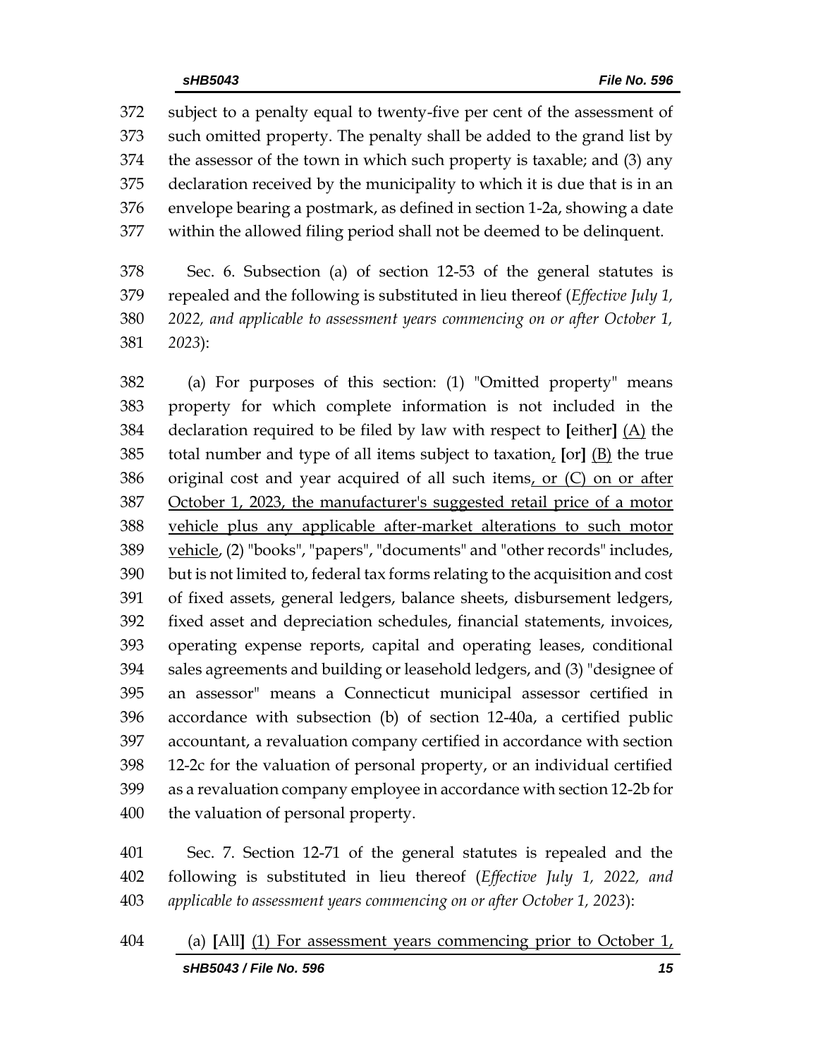subject to a penalty equal to twenty-five per cent of the assessment of such omitted property. The penalty shall be added to the grand list by the assessor of the town in which such property is taxable; and (3) any declaration received by the municipality to which it is due that is in an envelope bearing a postmark, as defined in section 1-2a, showing a date within the allowed filing period shall not be deemed to be delinquent.

Sec. 6. Subsection (a) of section 12-53 of the general statutes is repealed and the following is substituted in lieu thereof (*Effective July 1, 2022, and applicable to assessment years commencing on or after October 1, 2023*):

(a) For purposes of this section: (1) "Omitted property" means property for which complete information is not included in the declaration required to be filed by law with respect to **[**either**]** <u>(A)</u> the total number and type of all items subject to taxation<u>,</u> **[**or**]** <u>(B)</u> the true original cost and year acquired of all such items<u>, or (C) on or after October 1, 2023, the manufacturer's suggested retail price of a motor vehicle plus any applicable after-market alterations to such motor vehicle</u>, (2) "books", "papers", "documents" and "other records" includes, but is not limited to, federal tax forms relating to the acquisition and cost of fixed assets, general ledgers, balance sheets, disbursement ledgers, fixed asset and depreciation schedules, financial statements, invoices, operating expense reports, capital and operating leases, conditional sales agreements and building or leasehold ledgers, and (3) "designee of an assessor" means a Connecticut municipal assessor certified in accordance with subsection (b) of section 12-40a, a certified public accountant, a revaluation company certified in accordance with section 12-2c for the valuation of personal property, or an individual certified as a revaluation company employee in accordance with section 12-2b for the valuation of personal property.

Sec. 7. Section 12-71 of the general statutes is repealed and the following is substituted in lieu thereof (*Effective July 1, 2022, and applicable to assessment years commencing on or after October 1, 2023*):

(a) **[**All**]** <u>(1) For assessment years commencing prior to October 1,</u>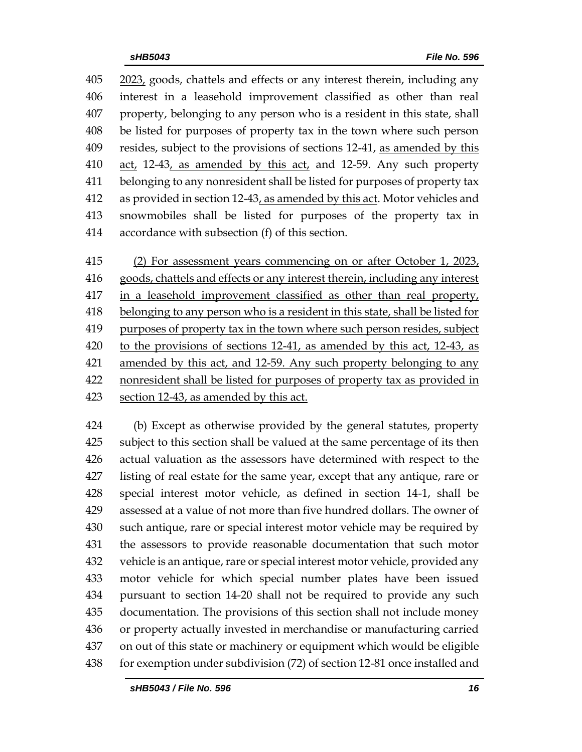405 2023, goods, chattels and effects or any interest therein, including any
406 interest in a leasehold improvement classified as other than real
407 property, belonging to any person who is a resident in this state, shall
408 be listed for purposes of property tax in the town where such person
409 resides, subject to the provisions of sections 12-41, as amended by this
410 act, 12-43, as amended by this act, and 12-59. Any such property
411 belonging to any nonresident shall be listed for purposes of property tax
412 as provided in section 12-43, as amended by this act. Motor vehicles and
413 snowmobiles shall be listed for purposes of the property tax in
414 accordance with subsection (f) of this section.

415 (2) For assessment years commencing on or after October 1, 2023,
416 goods, chattels and effects or any interest therein, including any interest
417 in a leasehold improvement classified as other than real property,
418 belonging to any person who is a resident in this state, shall be listed for
419 purposes of property tax in the town where such person resides, subject
420 to the provisions of sections 12-41, as amended by this act, 12-43, as
421 amended by this act, and 12-59. Any such property belonging to any
422 nonresident shall be listed for purposes of property tax as provided in
423 section 12-43, as amended by this act.

424 (b) Except as otherwise provided by the general statutes, property
425 subject to this section shall be valued at the same percentage of its then
426 actual valuation as the assessors have determined with respect to the
427 listing of real estate for the same year, except that any antique, rare or
428 special interest motor vehicle, as defined in section 14-1, shall be
429 assessed at a value of not more than five hundred dollars. The owner of
430 such antique, rare or special interest motor vehicle may be required by
431 the assessors to provide reasonable documentation that such motor
432 vehicle is an antique, rare or special interest motor vehicle, provided any
433 motor vehicle for which special number plates have been issued
434 pursuant to section 14-20 shall not be required to provide any such
435 documentation. The provisions of this section shall not include money
436 or property actually invested in merchandise or manufacturing carried
437 on out of this state or machinery or equipment which would be eligible
438 for exemption under subdivision (72) of section 12-81 once installed and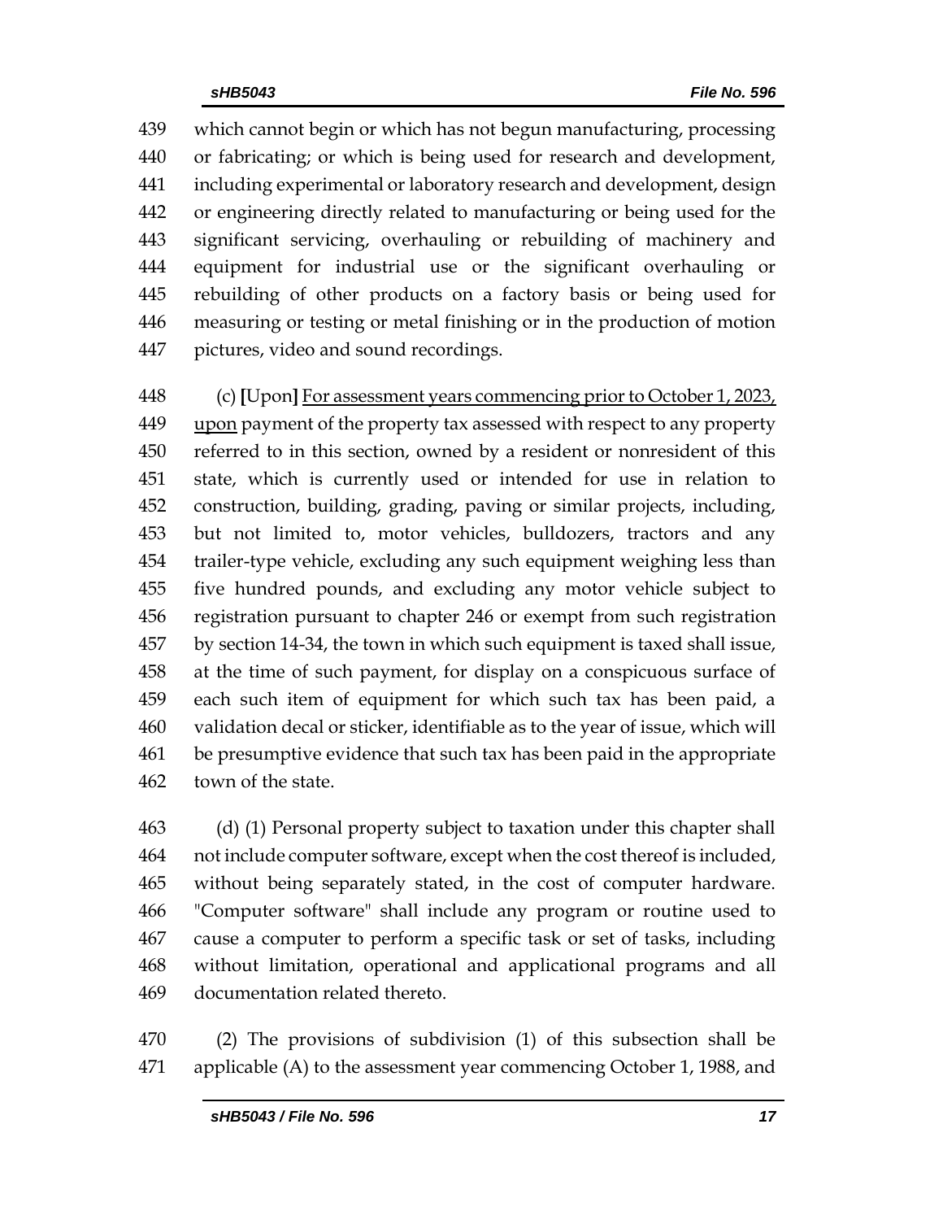which cannot begin or which has not begun manufacturing, processing or fabricating; or which is being used for research and development, including experimental or laboratory research and development, design or engineering directly related to manufacturing or being used for the significant servicing, overhauling or rebuilding of machinery and equipment for industrial use or the significant overhauling or rebuilding of other products on a factory basis or being used for measuring or testing or metal finishing or in the production of motion pictures, video and sound recordings.

(c) **[**Upon**]** For assessment years commencing prior to October 1, 2023, upon payment of the property tax assessed with respect to any property referred to in this section, owned by a resident or nonresident of this state, which is currently used or intended for use in relation to construction, building, grading, paving or similar projects, including, but not limited to, motor vehicles, bulldozers, tractors and any trailer-type vehicle, excluding any such equipment weighing less than five hundred pounds, and excluding any motor vehicle subject to registration pursuant to chapter 246 or exempt from such registration by section 14-34, the town in which such equipment is taxed shall issue, at the time of such payment, for display on a conspicuous surface of each such item of equipment for which such tax has been paid, a validation decal or sticker, identifiable as to the year of issue, which will be presumptive evidence that such tax has been paid in the appropriate town of the state.

(d) (1) Personal property subject to taxation under this chapter shall not include computer software, except when the cost thereof is included, without being separately stated, in the cost of computer hardware. "Computer software" shall include any program or routine used to cause a computer to perform a specific task or set of tasks, including without limitation, operational and applicational programs and all documentation related thereto.

(2) The provisions of subdivision (1) of this subsection shall be applicable (A) to the assessment year commencing October 1, 1988, and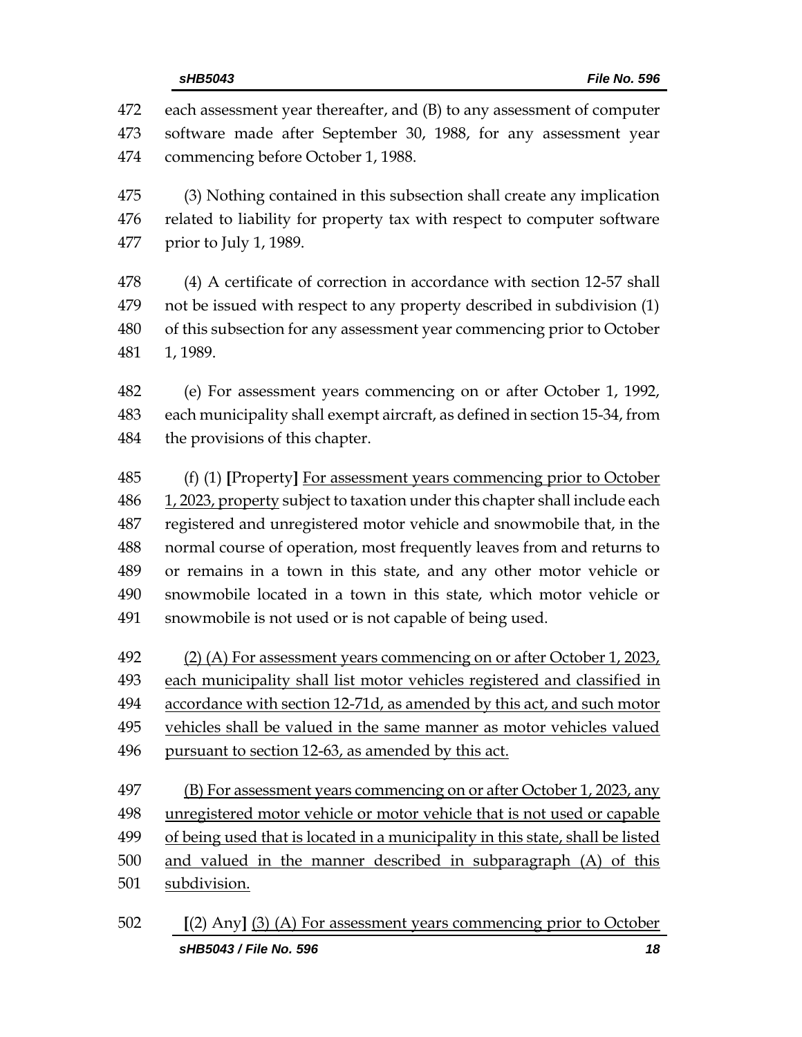each assessment year thereafter, and (B) to any assessment of computer software made after September 30, 1988, for any assessment year commencing before October 1, 1988.

(3) Nothing contained in this subsection shall create any implication related to liability for property tax with respect to computer software prior to July 1, 1989.

(4) A certificate of correction in accordance with section 12-57 shall not be issued with respect to any property described in subdivision (1) of this subsection for any assessment year commencing prior to October 1, 1989.

(e) For assessment years commencing on or after October 1, 1992, each municipality shall exempt aircraft, as defined in section 15-34, from the provisions of this chapter.

(f) (1) **[**Property**]** <u>For assessment years commencing prior to October 1, 2023, property</u> subject to taxation under this chapter shall include each registered and unregistered motor vehicle and snowmobile that, in the normal course of operation, most frequently leaves from and returns to or remains in a town in this state, and any other motor vehicle or snowmobile located in a town in this state, which motor vehicle or snowmobile is not used or is not capable of being used.

<u>(2) (A) For assessment years commencing on or after October 1, 2023, each municipality shall list motor vehicles registered and classified in accordance with section 12-71d, as amended by this act, and such motor vehicles shall be valued in the same manner as motor vehicles valued pursuant to section 12-63, as amended by this act.</u>

<u>(B) For assessment years commencing on or after October 1, 2023, any unregistered motor vehicle or motor vehicle that is not used or capable of being used that is located in a municipality in this state, shall be listed and valued in the manner described in subparagraph (A) of this subdivision.</u>

**[**(2) Any**]** <u>(3) (A) For assessment years commencing prior to October</u>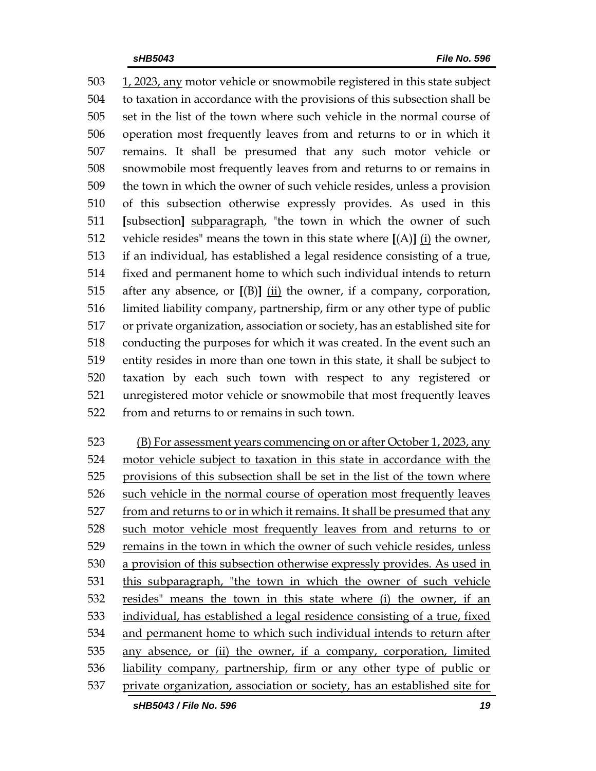503 1, 2023, any motor vehicle or snowmobile registered in this state subject
504 to taxation in accordance with the provisions of this subsection shall be
505 set in the list of the town where such vehicle in the normal course of
506 operation most frequently leaves from and returns to or in which it
507 remains. It shall be presumed that any such motor vehicle or
508 snowmobile most frequently leaves from and returns to or remains in
509 the town in which the owner of such vehicle resides, unless a provision
510 of this subsection otherwise expressly provides. As used in this
511 [subsection] subparagraph, "the town in which the owner of such
512 vehicle resides" means the town in this state where [(A)] (i) the owner,
513 if an individual, has established a legal residence consisting of a true,
514 fixed and permanent home to which such individual intends to return
515 after any absence, or [(B)] (ii) the owner, if a company, corporation,
516 limited liability company, partnership, firm or any other type of public
517 or private organization, association or society, has an established site for
518 conducting the purposes for which it was created. In the event such an
519 entity resides in more than one town in this state, it shall be subject to
520 taxation by each such town with respect to any registered or
521 unregistered motor vehicle or snowmobile that most frequently leaves
522 from and returns to or remains in such town.

523 (B) For assessment years commencing on or after October 1, 2023, any
524 motor vehicle subject to taxation in this state in accordance with the
525 provisions of this subsection shall be set in the list of the town where
526 such vehicle in the normal course of operation most frequently leaves
527 from and returns to or in which it remains. It shall be presumed that any
528 such motor vehicle most frequently leaves from and returns to or
529 remains in the town in which the owner of such vehicle resides, unless
530 a provision of this subsection otherwise expressly provides. As used in
531 this subparagraph, "the town in which the owner of such vehicle
532 resides" means the town in this state where (i) the owner, if an
533 individual, has established a legal residence consisting of a true, fixed
534 and permanent home to which such individual intends to return after
535 any absence, or (ii) the owner, if a company, corporation, limited
536 liability company, partnership, firm or any other type of public or
537 private organization, association or society, has an established site for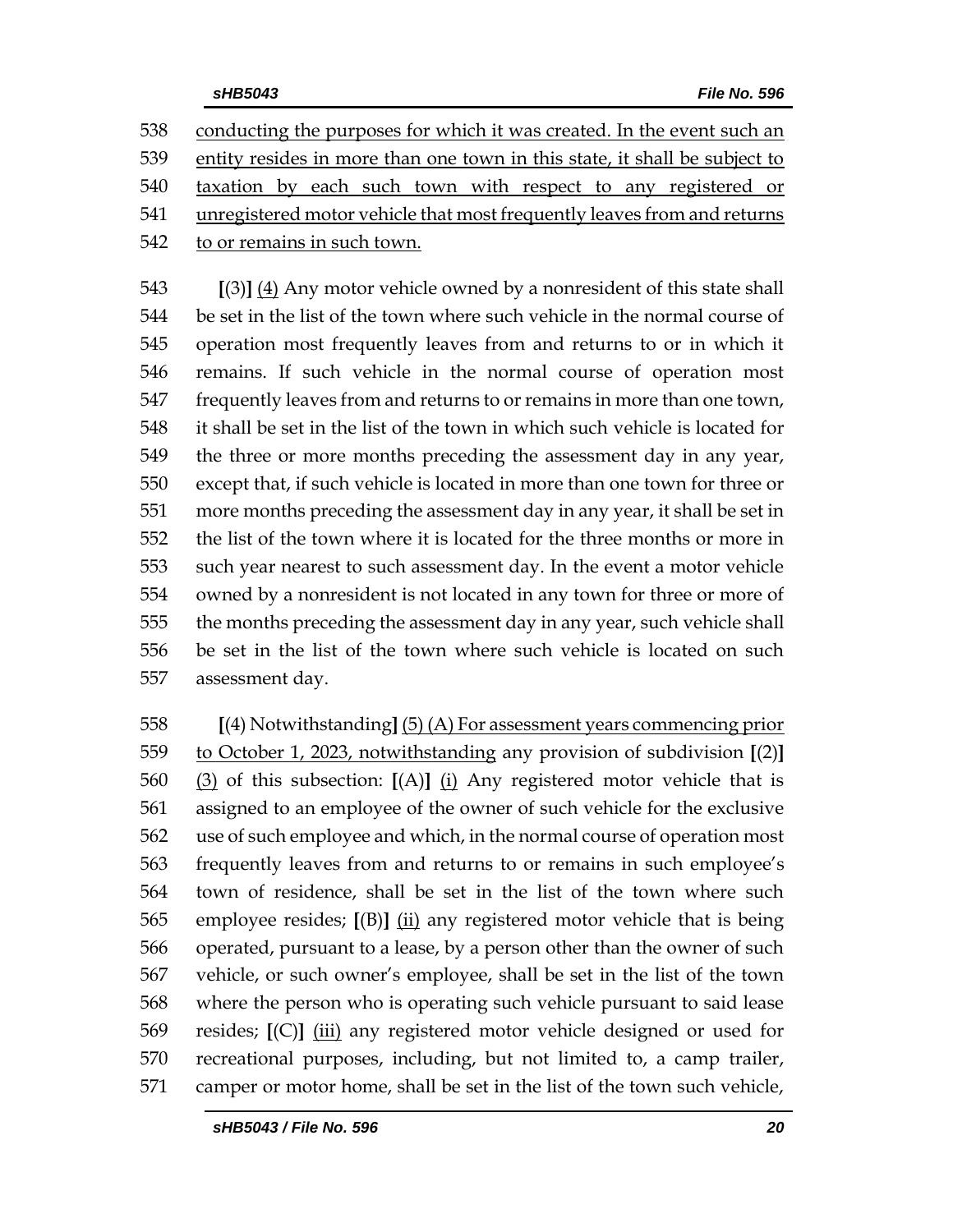538 conducting the purposes for which it was created. In the event such an
539 entity resides in more than one town in this state, it shall be subject to
540 taxation by each such town with respect to any registered or
541 unregistered motor vehicle that most frequently leaves from and returns
542 to or remains in such town.

543 [(3)] (4) Any motor vehicle owned by a nonresident of this state shall
544 be set in the list of the town where such vehicle in the normal course of
545 operation most frequently leaves from and returns to or in which it
546 remains. If such vehicle in the normal course of operation most
547 frequently leaves from and returns to or remains in more than one town,
548 it shall be set in the list of the town in which such vehicle is located for
549 the three or more months preceding the assessment day in any year,
550 except that, if such vehicle is located in more than one town for three or
551 more months preceding the assessment day in any year, it shall be set in
552 the list of the town where it is located for the three months or more in
553 such year nearest to such assessment day. In the event a motor vehicle
554 owned by a nonresident is not located in any town for three or more of
555 the months preceding the assessment day in any year, such vehicle shall
556 be set in the list of the town where such vehicle is located on such
557 assessment day.

558 [(4) Notwithstanding] (5) (A) For assessment years commencing prior
559 to October 1, 2023, notwithstanding any provision of subdivision [(2)]
560 (3) of this subsection: [(A)] (i) Any registered motor vehicle that is
561 assigned to an employee of the owner of such vehicle for the exclusive
562 use of such employee and which, in the normal course of operation most
563 frequently leaves from and returns to or remains in such employee's
564 town of residence, shall be set in the list of the town where such
565 employee resides; [(B)] (ii) any registered motor vehicle that is being
566 operated, pursuant to a lease, by a person other than the owner of such
567 vehicle, or such owner's employee, shall be set in the list of the town
568 where the person who is operating such vehicle pursuant to said lease
569 resides; [(C)] (iii) any registered motor vehicle designed or used for
570 recreational purposes, including, but not limited to, a camp trailer,
571 camper or motor home, shall be set in the list of the town such vehicle,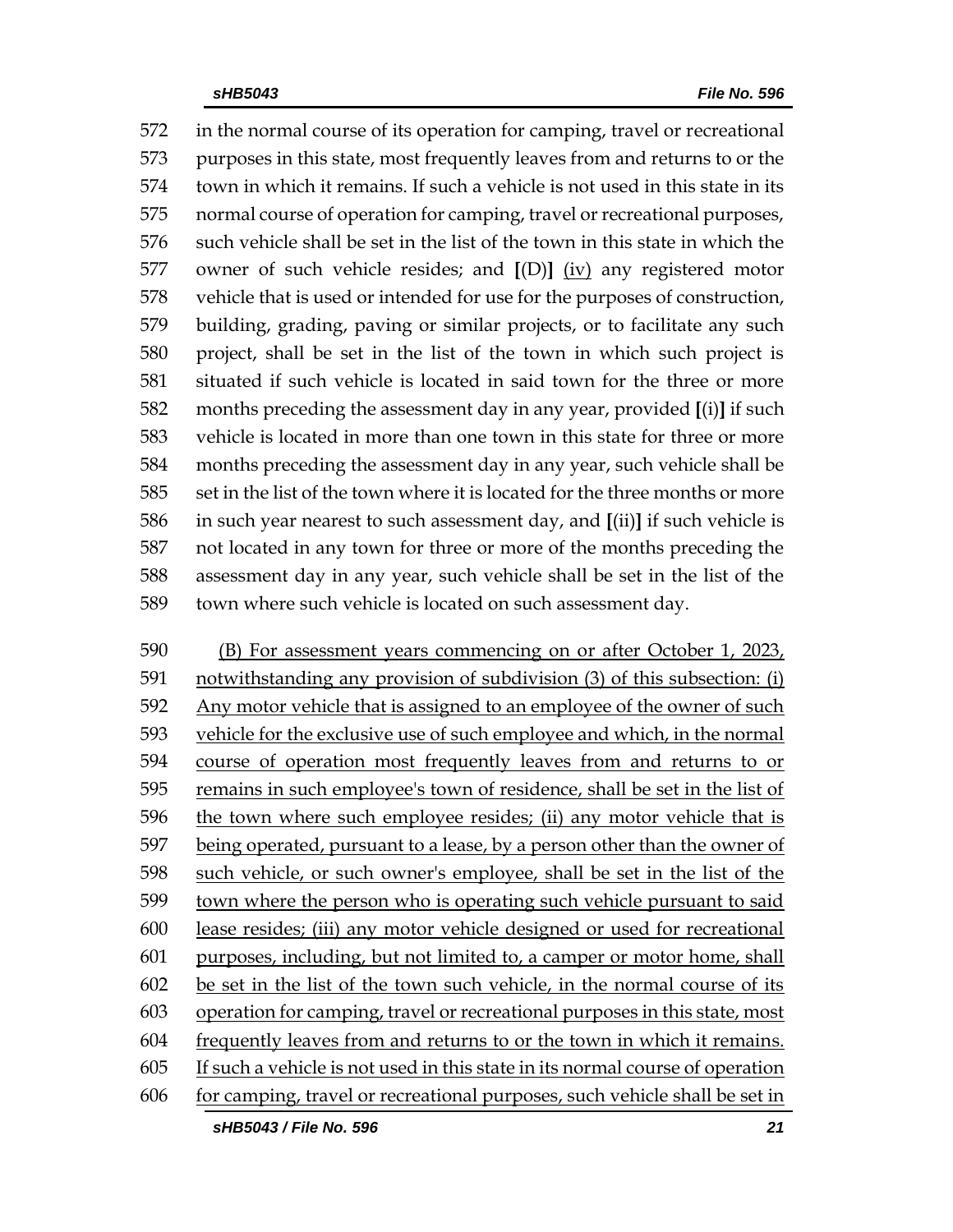572 in the normal course of its operation for camping, travel or recreational
573 purposes in this state, most frequently leaves from and returns to or the
574 town in which it remains. If such a vehicle is not used in this state in its
575 normal course of operation for camping, travel or recreational purposes,
576 such vehicle shall be set in the list of the town in this state in which the
577 owner of such vehicle resides; and **[**(D)**]** <u>(iv)</u> any registered motor
578 vehicle that is used or intended for use for the purposes of construction,
579 building, grading, paving or similar projects, or to facilitate any such
580 project, shall be set in the list of the town in which such project is
581 situated if such vehicle is located in said town for the three or more
582 months preceding the assessment day in any year, provided **[**(i)**]** if such
583 vehicle is located in more than one town in this state for three or more
584 months preceding the assessment day in any year, such vehicle shall be
585 set in the list of the town where it is located for the three months or more
586 in such year nearest to such assessment day, and **[**(ii)**]** if such vehicle is
587 not located in any town for three or more of the months preceding the
588 assessment day in any year, such vehicle shall be set in the list of the
589 town where such vehicle is located on such assessment day.

590 <u>(B) For assessment years commencing on or after October 1, 2023,</u>
591 <u>notwithstanding any provision of subdivision (3) of this subsection: (i)</u>
592 <u>Any motor vehicle that is assigned to an employee of the owner of such</u>
593 <u>vehicle for the exclusive use of such employee and which, in the normal</u>
594 <u>course of operation most frequently leaves from and returns to or</u>
595 <u>remains in such employee's town of residence, shall be set in the list of</u>
596 <u>the town where such employee resides; (ii) any motor vehicle that is</u>
597 <u>being operated, pursuant to a lease, by a person other than the owner of</u>
598 <u>such vehicle, or such owner's employee, shall be set in the list of the</u>
599 <u>town where the person who is operating such vehicle pursuant to said</u>
600 <u>lease resides; (iii) any motor vehicle designed or used for recreational</u>
601 <u>purposes, including, but not limited to, a camper or motor home, shall</u>
602 <u>be set in the list of the town such vehicle, in the normal course of its</u>
603 <u>operation for camping, travel or recreational purposes in this state, most</u>
604 <u>frequently leaves from and returns to or the town in which it remains.</u>
605 <u>If such a vehicle is not used in this state in its normal course of operation</u>
606 <u>for camping, travel or recreational purposes, such vehicle shall be set in</u>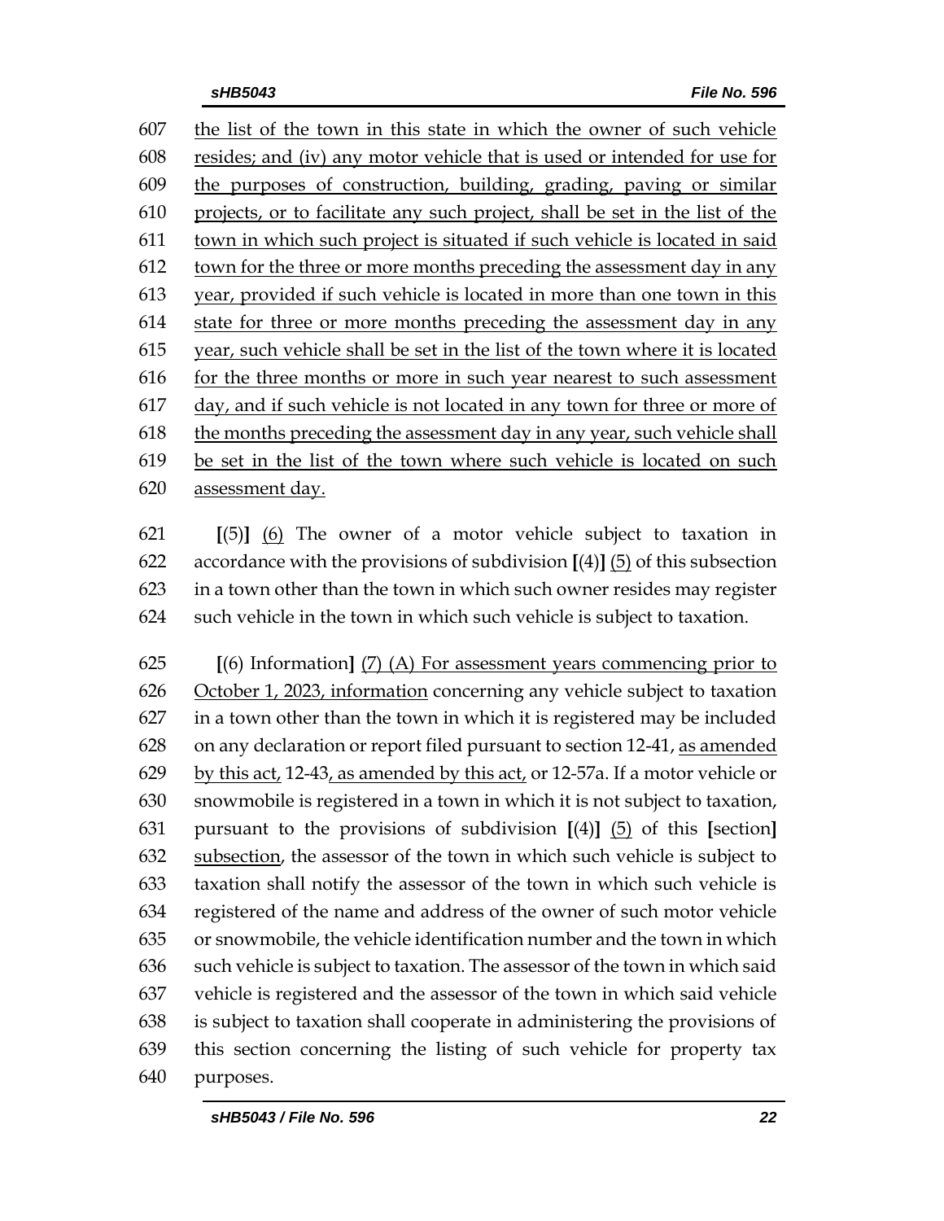607 the list of the town in this state in which the owner of such vehicle
608 resides; and (iv) any motor vehicle that is used or intended for use for
609 the purposes of construction, building, grading, paving or similar
610 projects, or to facilitate any such project, shall be set in the list of the
611 town in which such project is situated if such vehicle is located in said
612 town for the three or more months preceding the assessment day in any
613 year, provided if such vehicle is located in more than one town in this
614 state for three or more months preceding the assessment day in any
615 year, such vehicle shall be set in the list of the town where it is located
616 for the three months or more in such year nearest to such assessment
617 day, and if such vehicle is not located in any town for three or more of
618 the months preceding the assessment day in any year, such vehicle shall
619 be set in the list of the town where such vehicle is located on such
620 assessment day.

621 **[**(5)**]** (6) The owner of a motor vehicle subject to taxation in
622 accordance with the provisions of subdivision **[**(4)**]** (5) of this subsection
623 in a town other than the town in which such owner resides may register
624 such vehicle in the town in which such vehicle is subject to taxation.

625 **[**(6) Information**]** (7) (A) For assessment years commencing prior to
626 October 1, 2023, information concerning any vehicle subject to taxation
627 in a town other than the town in which it is registered may be included
628 on any declaration or report filed pursuant to section 12-41, as amended
629 by this act, 12-43, as amended by this act, or 12-57a. If a motor vehicle or
630 snowmobile is registered in a town in which it is not subject to taxation,
631 pursuant to the provisions of subdivision **[**(4)**]** (5) of this **[**section**]**
632 subsection, the assessor of the town in which such vehicle is subject to
633 taxation shall notify the assessor of the town in which such vehicle is
634 registered of the name and address of the owner of such motor vehicle
635 or snowmobile, the vehicle identification number and the town in which
636 such vehicle is subject to taxation. The assessor of the town in which said
637 vehicle is registered and the assessor of the town in which said vehicle
638 is subject to taxation shall cooperate in administering the provisions of
639 this section concerning the listing of such vehicle for property tax
640 purposes.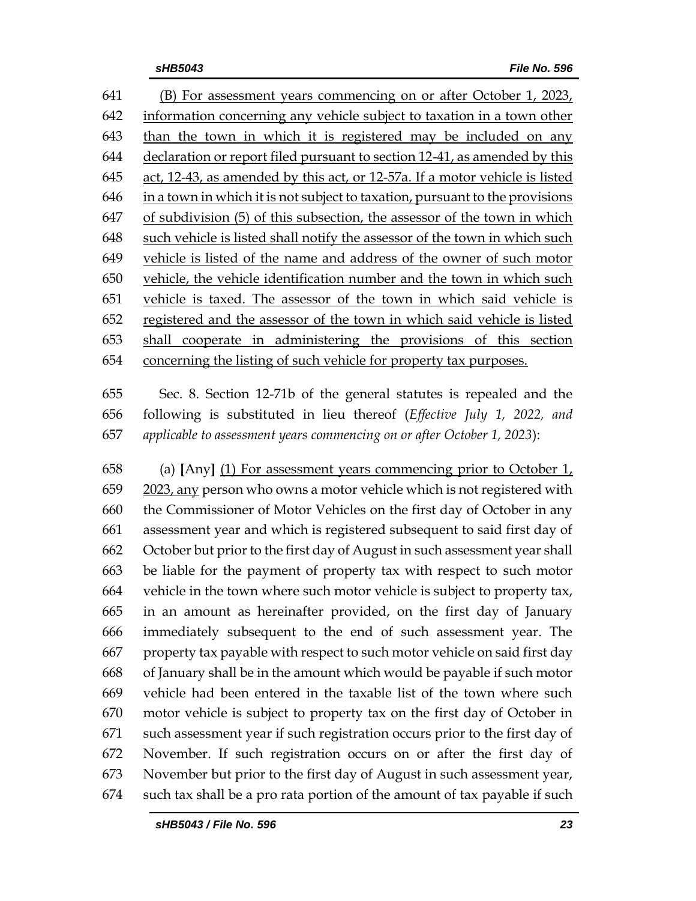(B) For assessment years commencing on or after October 1, 2023, information concerning any vehicle subject to taxation in a town other than the town in which it is registered may be included on any declaration or report filed pursuant to section 12-41, as amended by this act, 12-43, as amended by this act, or 12-57a. If a motor vehicle is listed in a town in which it is not subject to taxation, pursuant to the provisions of subdivision (5) of this subsection, the assessor of the town in which such vehicle is listed shall notify the assessor of the town in which such vehicle is listed of the name and address of the owner of such motor vehicle, the vehicle identification number and the town in which such vehicle is taxed. The assessor of the town in which said vehicle is registered and the assessor of the town in which said vehicle is listed shall cooperate in administering the provisions of this section concerning the listing of such vehicle for property tax purposes.

Sec. 8. Section 12-71b of the general statutes is repealed and the following is substituted in lieu thereof (*Effective July 1, 2022, and applicable to assessment years commencing on or after October 1, 2023*):

(a) [Any] (1) For assessment years commencing prior to October 1, 2023, any person who owns a motor vehicle which is not registered with the Commissioner of Motor Vehicles on the first day of October in any assessment year and which is registered subsequent to said first day of October but prior to the first day of August in such assessment year shall be liable for the payment of property tax with respect to such motor vehicle in the town where such motor vehicle is subject to property tax, in an amount as hereinafter provided, on the first day of January immediately subsequent to the end of such assessment year. The property tax payable with respect to such motor vehicle on said first day of January shall be in the amount which would be payable if such motor vehicle had been entered in the taxable list of the town where such motor vehicle is subject to property tax on the first day of October in such assessment year if such registration occurs prior to the first day of November. If such registration occurs on or after the first day of November but prior to the first day of August in such assessment year, such tax shall be a pro rata portion of the amount of tax payable if such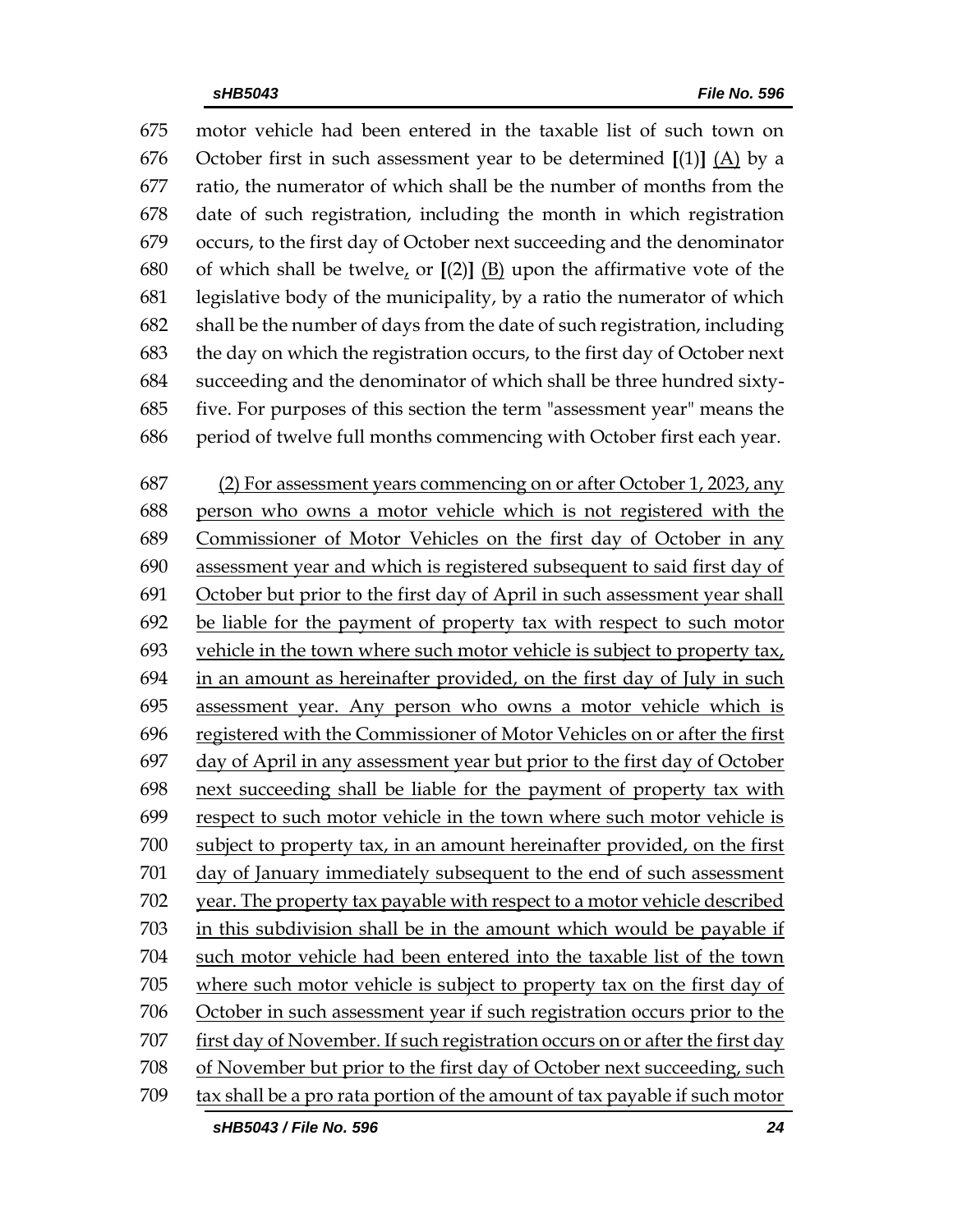675 motor vehicle had been entered in the taxable list of such town on
676 October first in such assessment year to be determined **[**(1)**]** <u>(A)</u> by a
677 ratio, the numerator of which shall be the number of months from the
678 date of such registration, including the month in which registration
679 occurs, to the first day of October next succeeding and the denominator
680 of which shall be twelve<u>,</u> or **[**(2)**]** <u>(B)</u> upon the affirmative vote of the
681 legislative body of the municipality, by a ratio the numerator of which
682 shall be the number of days from the date of such registration, including
683 the day on which the registration occurs, to the first day of October next
684 succeeding and the denominator of which shall be three hundred sixty-
685 five. For purposes of this section the term "assessment year" means the
686 period of twelve full months commencing with October first each year.

687 <u>(2) For assessment years commencing on or after October 1, 2023, any</u>
688 <u>person who owns a motor vehicle which is not registered with the</u>
689 <u>Commissioner of Motor Vehicles on the first day of October in any</u>
690 <u>assessment year and which is registered subsequent to said first day of</u>
691 <u>October but prior to the first day of April in such assessment year shall</u>
692 <u>be liable for the payment of property tax with respect to such motor</u>
693 <u>vehicle in the town where such motor vehicle is subject to property tax,</u>
694 <u>in an amount as hereinafter provided, on the first day of July in such</u>
695 <u>assessment year. Any person who owns a motor vehicle which is</u>
696 <u>registered with the Commissioner of Motor Vehicles on or after the first</u>
697 <u>day of April in any assessment year but prior to the first day of October</u>
698 <u>next succeeding shall be liable for the payment of property tax with</u>
699 <u>respect to such motor vehicle in the town where such motor vehicle is</u>
700 <u>subject to property tax, in an amount hereinafter provided, on the first</u>
701 <u>day of January immediately subsequent to the end of such assessment</u>
702 <u>year. The property tax payable with respect to a motor vehicle described</u>
703 <u>in this subdivision shall be in the amount which would be payable if</u>
704 <u>such motor vehicle had been entered into the taxable list of the town</u>
705 <u>where such motor vehicle is subject to property tax on the first day of</u>
706 <u>October in such assessment year if such registration occurs prior to the</u>
707 <u>first day of November. If such registration occurs on or after the first day</u>
708 <u>of November but prior to the first day of October next succeeding, such</u>
709 <u>tax shall be a pro rata portion of the amount of tax payable if such motor</u>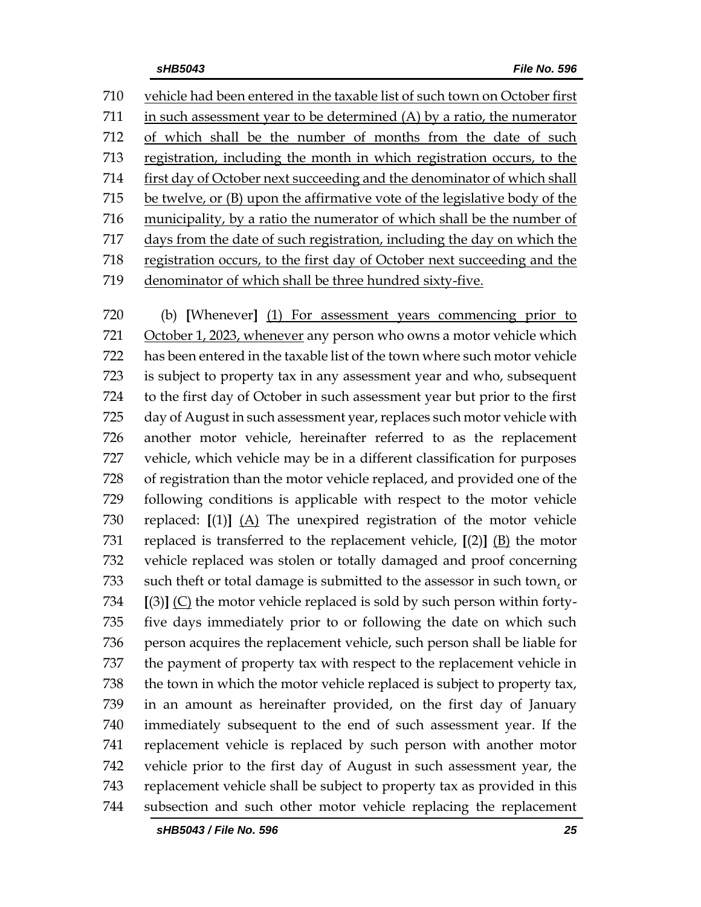vehicle had been entered in the taxable list of such town on October first in such assessment year to be determined (A) by a ratio, the numerator of which shall be the number of months from the date of such registration, including the month in which registration occurs, to the first day of October next succeeding and the denominator of which shall be twelve, or (B) upon the affirmative vote of the legislative body of the municipality, by a ratio the numerator of which shall be the number of days from the date of such registration, including the day on which the registration occurs, to the first day of October next succeeding and the denominator of which shall be three hundred sixty-five.

(b) [Whenever] (1) For assessment years commencing prior to October 1, 2023, whenever any person who owns a motor vehicle which has been entered in the taxable list of the town where such motor vehicle is subject to property tax in any assessment year and who, subsequent to the first day of October in such assessment year but prior to the first day of August in such assessment year, replaces such motor vehicle with another motor vehicle, hereinafter referred to as the replacement vehicle, which vehicle may be in a different classification for purposes of registration than the motor vehicle replaced, and provided one of the following conditions is applicable with respect to the motor vehicle replaced: [(1)] (A) The unexpired registration of the motor vehicle replaced is transferred to the replacement vehicle, [(2)] (B) the motor vehicle replaced was stolen or totally damaged and proof concerning such theft or total damage is submitted to the assessor in such town, or [(3)] (C) the motor vehicle replaced is sold by such person within forty-five days immediately prior to or following the date on which such person acquires the replacement vehicle, such person shall be liable for the payment of property tax with respect to the replacement vehicle in the town in which the motor vehicle replaced is subject to property tax, in an amount as hereinafter provided, on the first day of January immediately subsequent to the end of such assessment year. If the replacement vehicle is replaced by such person with another motor vehicle prior to the first day of August in such assessment year, the replacement vehicle shall be subject to property tax as provided in this subsection and such other motor vehicle replacing the replacement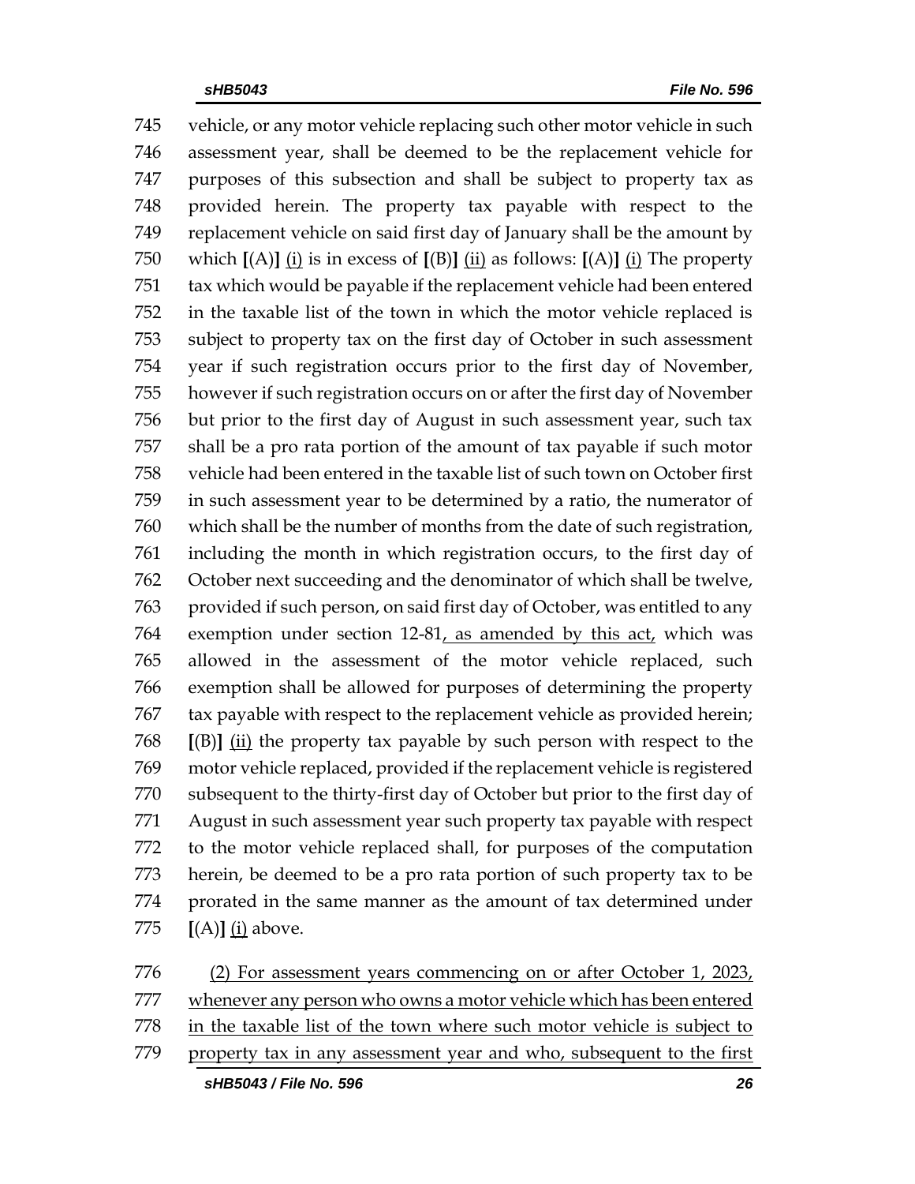745 vehicle, or any motor vehicle replacing such other motor vehicle in such
746 assessment year, shall be deemed to be the replacement vehicle for
747 purposes of this subsection and shall be subject to property tax as
748 provided herein. The property tax payable with respect to the
749 replacement vehicle on said first day of January shall be the amount by
750 which **[**(A)**]** <u>(i)</u> is in excess of **[**(B)**]** <u>(ii)</u> as follows: **[**(A)**]** <u>(i)</u> The property
751 tax which would be payable if the replacement vehicle had been entered
752 in the taxable list of the town in which the motor vehicle replaced is
753 subject to property tax on the first day of October in such assessment
754 year if such registration occurs prior to the first day of November,
755 however if such registration occurs on or after the first day of November
756 but prior to the first day of August in such assessment year, such tax
757 shall be a pro rata portion of the amount of tax payable if such motor
758 vehicle had been entered in the taxable list of such town on October first
759 in such assessment year to be determined by a ratio, the numerator of
760 which shall be the number of months from the date of such registration,
761 including the month in which registration occurs, to the first day of
762 October next succeeding and the denominator of which shall be twelve,
763 provided if such person, on said first day of October, was entitled to any
764 exemption under section 12-81<u>, as amended by this act,</u> which was
765 allowed in the assessment of the motor vehicle replaced, such
766 exemption shall be allowed for purposes of determining the property
767 tax payable with respect to the replacement vehicle as provided herein;
768 **[**(B)**]** <u>(ii)</u> the property tax payable by such person with respect to the
769 motor vehicle replaced, provided if the replacement vehicle is registered
770 subsequent to the thirty-first day of October but prior to the first day of
771 August in such assessment year such property tax payable with respect
772 to the motor vehicle replaced shall, for purposes of the computation
773 herein, be deemed to be a pro rata portion of such property tax to be
774 prorated in the same manner as the amount of tax determined under
775 **[**(A)**]** <u>(i)</u> above.

776 <u>(2) For assessment years commencing on or after October 1, 2023,</u>
777 <u>whenever any person who owns a motor vehicle which has been entered</u>
778 <u>in the taxable list of the town where such motor vehicle is subject to</u>
779 <u>property tax in any assessment year and who, subsequent to the first</u>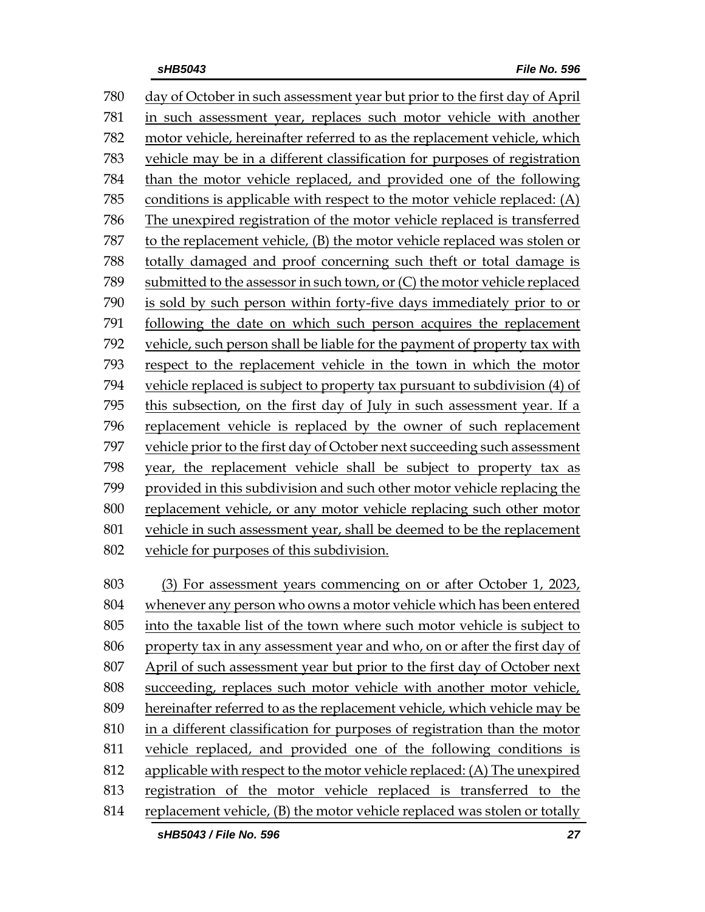day of October in such assessment year but prior to the first day of April in such assessment year, replaces such motor vehicle with another motor vehicle, hereinafter referred to as the replacement vehicle, which vehicle may be in a different classification for purposes of registration than the motor vehicle replaced, and provided one of the following conditions is applicable with respect to the motor vehicle replaced: (A) The unexpired registration of the motor vehicle replaced is transferred to the replacement vehicle, (B) the motor vehicle replaced was stolen or totally damaged and proof concerning such theft or total damage is submitted to the assessor in such town, or (C) the motor vehicle replaced is sold by such person within forty-five days immediately prior to or following the date on which such person acquires the replacement vehicle, such person shall be liable for the payment of property tax with respect to the replacement vehicle in the town in which the motor vehicle replaced is subject to property tax pursuant to subdivision (4) of this subsection, on the first day of July in such assessment year. If a replacement vehicle is replaced by the owner of such replacement vehicle prior to the first day of October next succeeding such assessment year, the replacement vehicle shall be subject to property tax as provided in this subdivision and such other motor vehicle replacing the replacement vehicle, or any motor vehicle replacing such other motor vehicle in such assessment year, shall be deemed to be the replacement vehicle for purposes of this subdivision.

(3) For assessment years commencing on or after October 1, 2023, whenever any person who owns a motor vehicle which has been entered into the taxable list of the town where such motor vehicle is subject to property tax in any assessment year and who, on or after the first day of April of such assessment year but prior to the first day of October next succeeding, replaces such motor vehicle with another motor vehicle, hereinafter referred to as the replacement vehicle, which vehicle may be in a different classification for purposes of registration than the motor vehicle replaced, and provided one of the following conditions is applicable with respect to the motor vehicle replaced: (A) The unexpired registration of the motor vehicle replaced is transferred to the replacement vehicle, (B) the motor vehicle replaced was stolen or totally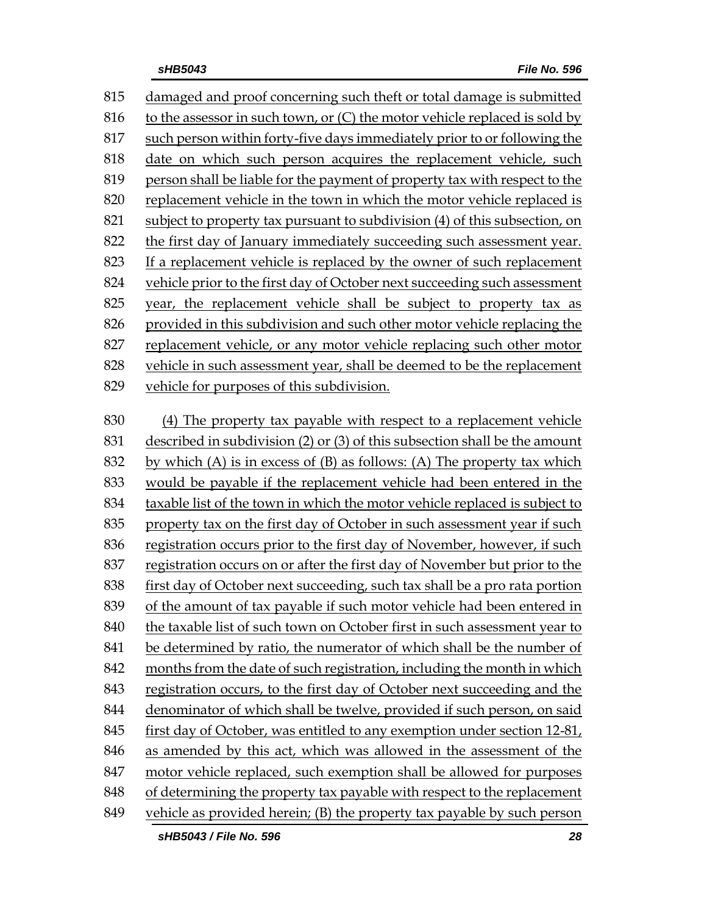815 damaged and proof concerning such theft or total damage is submitted
816 to the assessor in such town, or (C) the motor vehicle replaced is sold by
817 such person within forty-five days immediately prior to or following the
818 date on which such person acquires the replacement vehicle, such
819 person shall be liable for the payment of property tax with respect to the
820 replacement vehicle in the town in which the motor vehicle replaced is
821 subject to property tax pursuant to subdivision (4) of this subsection, on
822 the first day of January immediately succeeding such assessment year.
823 If a replacement vehicle is replaced by the owner of such replacement
824 vehicle prior to the first day of October next succeeding such assessment
825 year, the replacement vehicle shall be subject to property tax as
826 provided in this subdivision and such other motor vehicle replacing the
827 replacement vehicle, or any motor vehicle replacing such other motor
828 vehicle in such assessment year, shall be deemed to be the replacement
829 vehicle for purposes of this subdivision.

830 (4) The property tax payable with respect to a replacement vehicle
831 described in subdivision (2) or (3) of this subsection shall be the amount
832 by which (A) is in excess of (B) as follows: (A) The property tax which
833 would be payable if the replacement vehicle had been entered in the
834 taxable list of the town in which the motor vehicle replaced is subject to
835 property tax on the first day of October in such assessment year if such
836 registration occurs prior to the first day of November, however, if such
837 registration occurs on or after the first day of November but prior to the
838 first day of October next succeeding, such tax shall be a pro rata portion
839 of the amount of tax payable if such motor vehicle had been entered in
840 the taxable list of such town on October first in such assessment year to
841 be determined by ratio, the numerator of which shall be the number of
842 months from the date of such registration, including the month in which
843 registration occurs, to the first day of October next succeeding and the
844 denominator of which shall be twelve, provided if such person, on said
845 first day of October, was entitled to any exemption under section 12-81,
846 as amended by this act, which was allowed in the assessment of the
847 motor vehicle replaced, such exemption shall be allowed for purposes
848 of determining the property tax payable with respect to the replacement
849 vehicle as provided herein; (B) the property tax payable by such person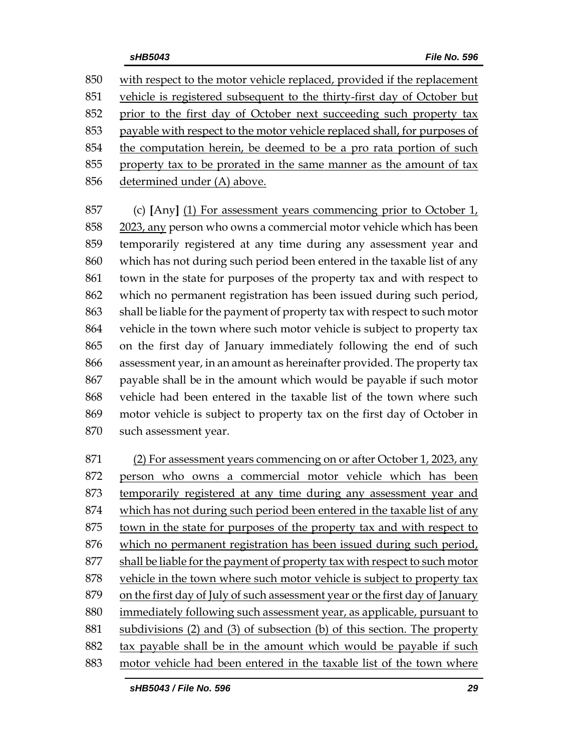850 with respect to the motor vehicle replaced, provided if the replacement
851 vehicle is registered subsequent to the thirty-first day of October but
852 prior to the first day of October next succeeding such property tax
853 payable with respect to the motor vehicle replaced shall, for purposes of
854 the computation herein, be deemed to be a pro rata portion of such
855 property tax to be prorated in the same manner as the amount of tax
856 determined under (A) above.

857 (c) **[**Any**]** (1) For assessment years commencing prior to October 1,
858 2023, any person who owns a commercial motor vehicle which has been
859 temporarily registered at any time during any assessment year and
860 which has not during such period been entered in the taxable list of any
861 town in the state for purposes of the property tax and with respect to
862 which no permanent registration has been issued during such period,
863 shall be liable for the payment of property tax with respect to such motor
864 vehicle in the town where such motor vehicle is subject to property tax
865 on the first day of January immediately following the end of such
866 assessment year, in an amount as hereinafter provided. The property tax
867 payable shall be in the amount which would be payable if such motor
868 vehicle had been entered in the taxable list of the town where such
869 motor vehicle is subject to property tax on the first day of October in
870 such assessment year.

871 (2) For assessment years commencing on or after October 1, 2023, any
872 person who owns a commercial motor vehicle which has been
873 temporarily registered at any time during any assessment year and
874 which has not during such period been entered in the taxable list of any
875 town in the state for purposes of the property tax and with respect to
876 which no permanent registration has been issued during such period,
877 shall be liable for the payment of property tax with respect to such motor
878 vehicle in the town where such motor vehicle is subject to property tax
879 on the first day of July of such assessment year or the first day of January
880 immediately following such assessment year, as applicable, pursuant to
881 subdivisions (2) and (3) of subsection (b) of this section. The property
882 tax payable shall be in the amount which would be payable if such
883 motor vehicle had been entered in the taxable list of the town where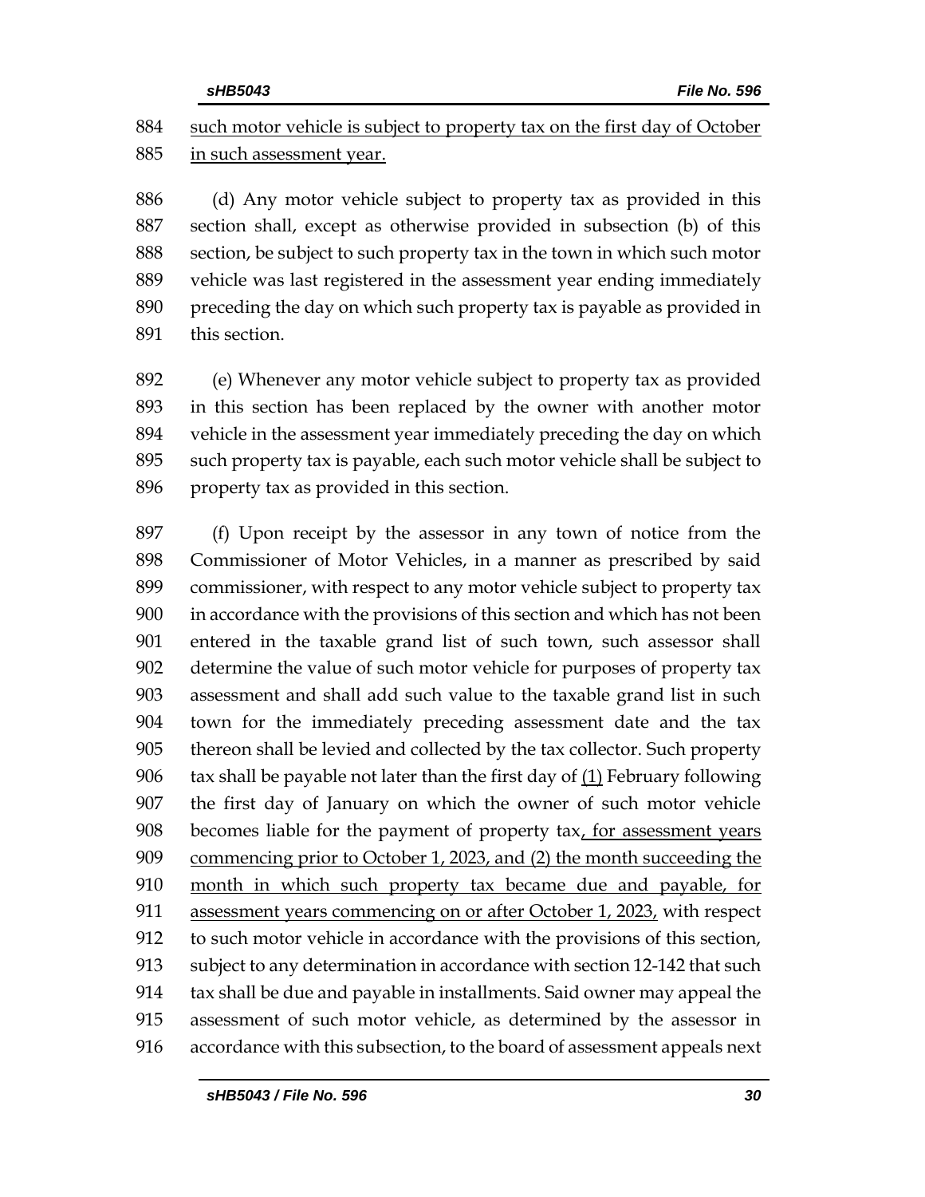such motor vehicle is subject to property tax on the first day of October in such assessment year.

(d) Any motor vehicle subject to property tax as provided in this section shall, except as otherwise provided in subsection (b) of this section, be subject to such property tax in the town in which such motor vehicle was last registered in the assessment year ending immediately preceding the day on which such property tax is payable as provided in this section.

(e) Whenever any motor vehicle subject to property tax as provided in this section has been replaced by the owner with another motor vehicle in the assessment year immediately preceding the day on which such property tax is payable, each such motor vehicle shall be subject to property tax as provided in this section.

(f) Upon receipt by the assessor in any town of notice from the Commissioner of Motor Vehicles, in a manner as prescribed by said commissioner, with respect to any motor vehicle subject to property tax in accordance with the provisions of this section and which has not been entered in the taxable grand list of such town, such assessor shall determine the value of such motor vehicle for purposes of property tax assessment and shall add such value to the taxable grand list in such town for the immediately preceding assessment date and the tax thereon shall be levied and collected by the tax collector. Such property tax shall be payable not later than the first day of (1) February following the first day of January on which the owner of such motor vehicle becomes liable for the payment of property tax, for assessment years commencing prior to October 1, 2023, and (2) the month succeeding the month in which such property tax became due and payable, for assessment years commencing on or after October 1, 2023, with respect to such motor vehicle in accordance with the provisions of this section, subject to any determination in accordance with section 12-142 that such tax shall be due and payable in installments. Said owner may appeal the assessment of such motor vehicle, as determined by the assessor in accordance with this subsection, to the board of assessment appeals next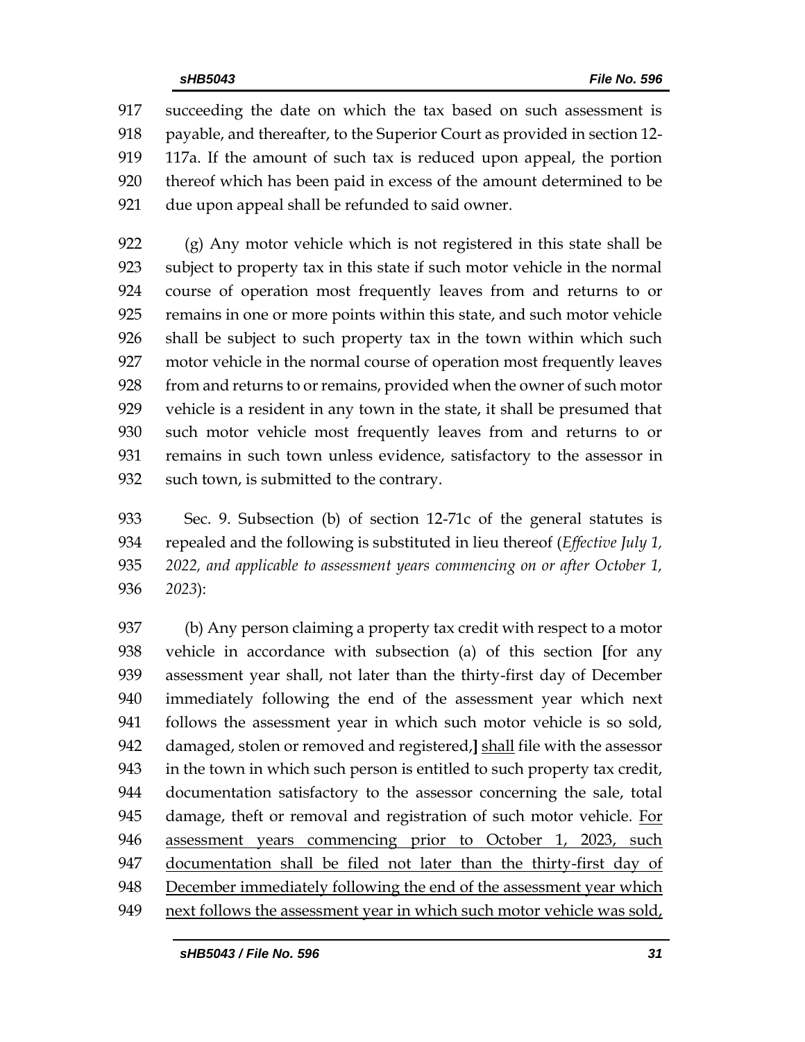succeeding the date on which the tax based on such assessment is payable, and thereafter, to the Superior Court as provided in section 12-117a. If the amount of such tax is reduced upon appeal, the portion thereof which has been paid in excess of the amount determined to be due upon appeal shall be refunded to said owner.

(g) Any motor vehicle which is not registered in this state shall be subject to property tax in this state if such motor vehicle in the normal course of operation most frequently leaves from and returns to or remains in one or more points within this state, and such motor vehicle shall be subject to such property tax in the town within which such motor vehicle in the normal course of operation most frequently leaves from and returns to or remains, provided when the owner of such motor vehicle is a resident in any town in the state, it shall be presumed that such motor vehicle most frequently leaves from and returns to or remains in such town unless evidence, satisfactory to the assessor in such town, is submitted to the contrary.

Sec. 9. Subsection (b) of section 12-71c of the general statutes is repealed and the following is substituted in lieu thereof (*Effective July 1, 2022, and applicable to assessment years commencing on or after October 1, 2023*):

(b) Any person claiming a property tax credit with respect to a motor vehicle in accordance with subsection (a) of this section **[**for any assessment year shall, not later than the thirty-first day of December immediately following the end of the assessment year which next follows the assessment year in which such motor vehicle is so sold, damaged, stolen or removed and registered,**]** <u>shall</u> file with the assessor in the town in which such person is entitled to such property tax credit, documentation satisfactory to the assessor concerning the sale, total damage, theft or removal and registration of such motor vehicle. <u>For assessment years commencing prior to October 1, 2023, such documentation shall be filed not later than the thirty-first day of December immediately following the end of the assessment year which next follows the assessment year in which such motor vehicle was sold,</u>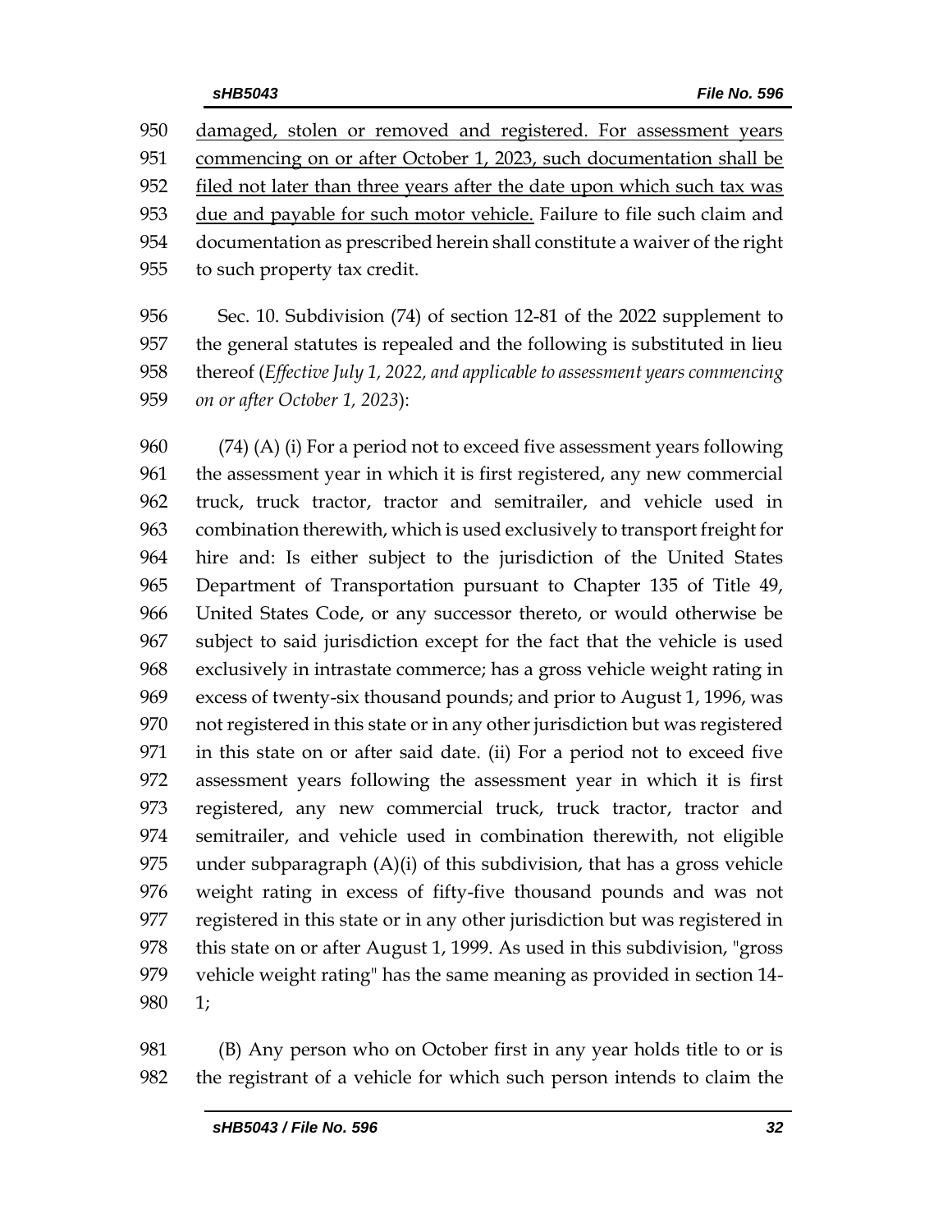damaged, stolen or removed and registered. For assessment years commencing on or after October 1, 2023, such documentation shall be filed not later than three years after the date upon which such tax was due and payable for such motor vehicle. Failure to file such claim and documentation as prescribed herein shall constitute a waiver of the right to such property tax credit.

Sec. 10. Subdivision (74) of section 12-81 of the 2022 supplement to the general statutes is repealed and the following is substituted in lieu thereof (*Effective July 1, 2022, and applicable to assessment years commencing on or after October 1, 2023*):

(74) (A) (i) For a period not to exceed five assessment years following the assessment year in which it is first registered, any new commercial truck, truck tractor, tractor and semitrailer, and vehicle used in combination therewith, which is used exclusively to transport freight for hire and: Is either subject to the jurisdiction of the United States Department of Transportation pursuant to Chapter 135 of Title 49, United States Code, or any successor thereto, or would otherwise be subject to said jurisdiction except for the fact that the vehicle is used exclusively in intrastate commerce; has a gross vehicle weight rating in excess of twenty-six thousand pounds; and prior to August 1, 1996, was not registered in this state or in any other jurisdiction but was registered in this state on or after said date. (ii) For a period not to exceed five assessment years following the assessment year in which it is first registered, any new commercial truck, truck tractor, tractor and semitrailer, and vehicle used in combination therewith, not eligible under subparagraph (A)(i) of this subdivision, that has a gross vehicle weight rating in excess of fifty-five thousand pounds and was not registered in this state or in any other jurisdiction but was registered in this state on or after August 1, 1999. As used in this subdivision, "gross vehicle weight rating" has the same meaning as provided in section 14-1;

(B) Any person who on October first in any year holds title to or is the registrant of a vehicle for which such person intends to claim the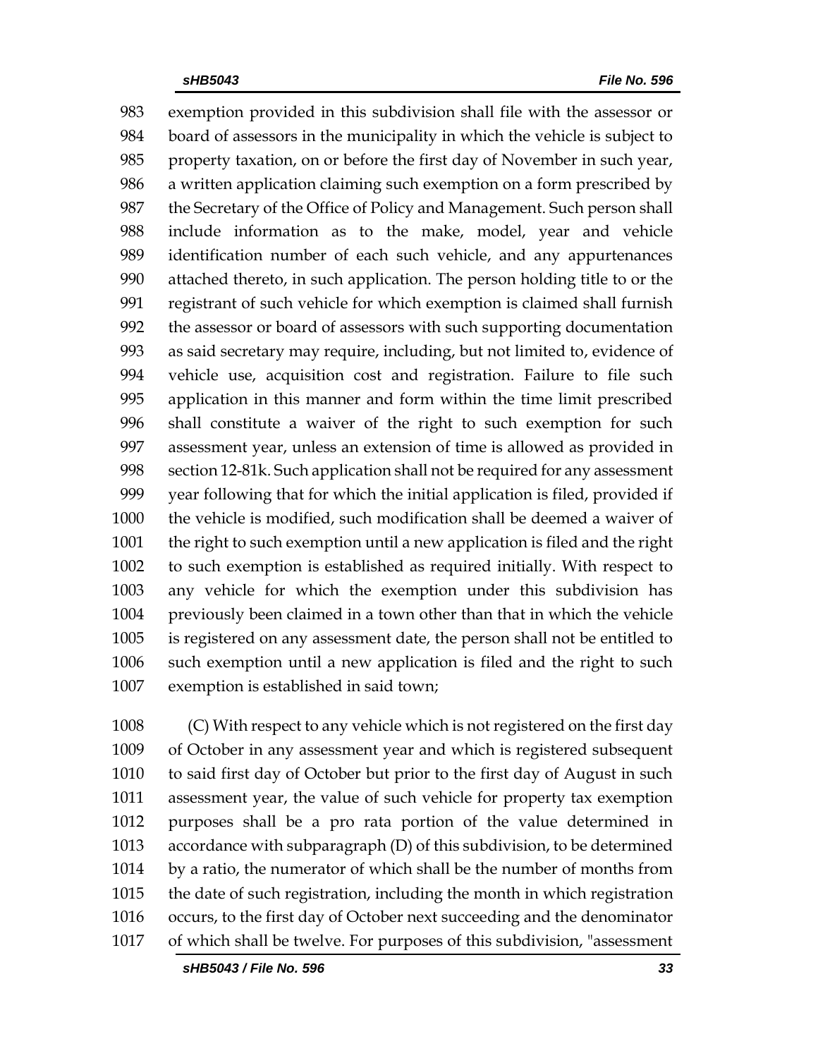exemption provided in this subdivision shall file with the assessor or board of assessors in the municipality in which the vehicle is subject to property taxation, on or before the first day of November in such year, a written application claiming such exemption on a form prescribed by the Secretary of the Office of Policy and Management. Such person shall include information as to the make, model, year and vehicle identification number of each such vehicle, and any appurtenances attached thereto, in such application. The person holding title to or the registrant of such vehicle for which exemption is claimed shall furnish the assessor or board of assessors with such supporting documentation as said secretary may require, including, but not limited to, evidence of vehicle use, acquisition cost and registration. Failure to file such application in this manner and form within the time limit prescribed shall constitute a waiver of the right to such exemption for such assessment year, unless an extension of time is allowed as provided in section 12-81k. Such application shall not be required for any assessment year following that for which the initial application is filed, provided if the vehicle is modified, such modification shall be deemed a waiver of the right to such exemption until a new application is filed and the right to such exemption is established as required initially. With respect to any vehicle for which the exemption under this subdivision has previously been claimed in a town other than that in which the vehicle is registered on any assessment date, the person shall not be entitled to such exemption until a new application is filed and the right to such exemption is established in said town;

(C) With respect to any vehicle which is not registered on the first day of October in any assessment year and which is registered subsequent to said first day of October but prior to the first day of August in such assessment year, the value of such vehicle for property tax exemption purposes shall be a pro rata portion of the value determined in accordance with subparagraph (D) of this subdivision, to be determined by a ratio, the numerator of which shall be the number of months from the date of such registration, including the month in which registration occurs, to the first day of October next succeeding and the denominator of which shall be twelve. For purposes of this subdivision, "assessment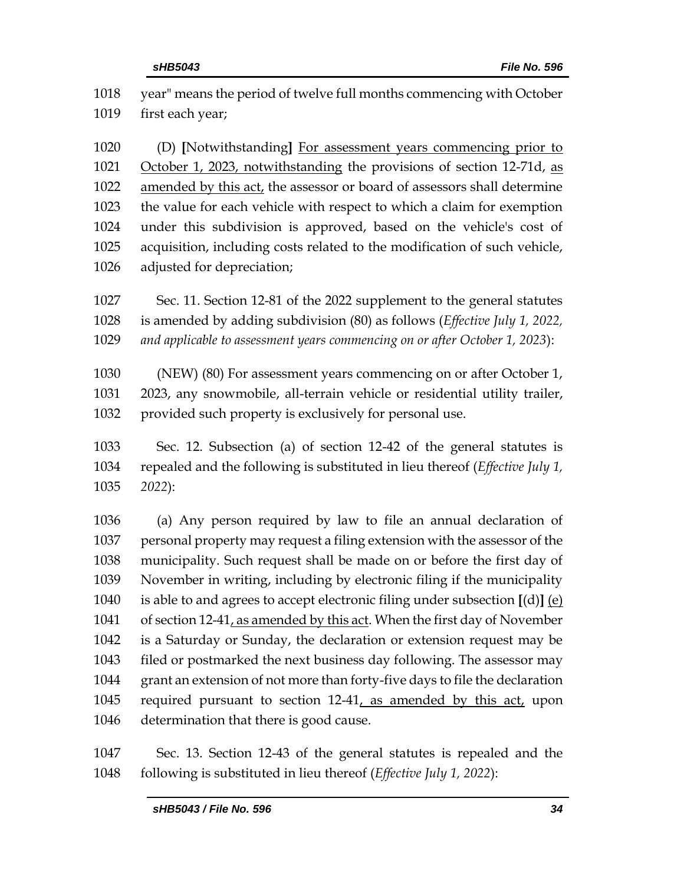1018 year" means the period of twelve full months commencing with October
1019 first each year;

1020 (D) **[**Notwithstanding**]** <u>For assessment years commencing prior to</u>
1021 <u>October 1, 2023, notwithstanding</u> the provisions of section 12-71d, <u>as</u>
1022 <u>amended by this act,</u> the assessor or board of assessors shall determine
1023 the value for each vehicle with respect to which a claim for exemption
1024 under this subdivision is approved, based on the vehicle's cost of
1025 acquisition, including costs related to the modification of such vehicle,
1026 adjusted for depreciation;

1027 Sec. 11. Section 12-81 of the 2022 supplement to the general statutes
1028 is amended by adding subdivision (80) as follows (*Effective July 1, 2022,*
1029 *and applicable to assessment years commencing on or after October 1, 2023*):

1030 (NEW) (80) For assessment years commencing on or after October 1,
1031 2023, any snowmobile, all-terrain vehicle or residential utility trailer,
1032 provided such property is exclusively for personal use.

1033 Sec. 12. Subsection (a) of section 12-42 of the general statutes is
1034 repealed and the following is substituted in lieu thereof (*Effective July 1,*
1035 *2022*):

1036 (a) Any person required by law to file an annual declaration of
1037 personal property may request a filing extension with the assessor of the
1038 municipality. Such request shall be made on or before the first day of
1039 November in writing, including by electronic filing if the municipality
1040 is able to and agrees to accept electronic filing under subsection **[**(d)**]** <u>(e)</u>
1041 of section 12-41<u>, as amended by this act</u>. When the first day of November
1042 is a Saturday or Sunday, the declaration or extension request may be
1043 filed or postmarked the next business day following. The assessor may
1044 grant an extension of not more than forty-five days to file the declaration
1045 required pursuant to section 12-41<u>, as amended by this act,</u> upon
1046 determination that there is good cause.

1047 Sec. 13. Section 12-43 of the general statutes is repealed and the
1048 following is substituted in lieu thereof (*Effective July 1, 2022*):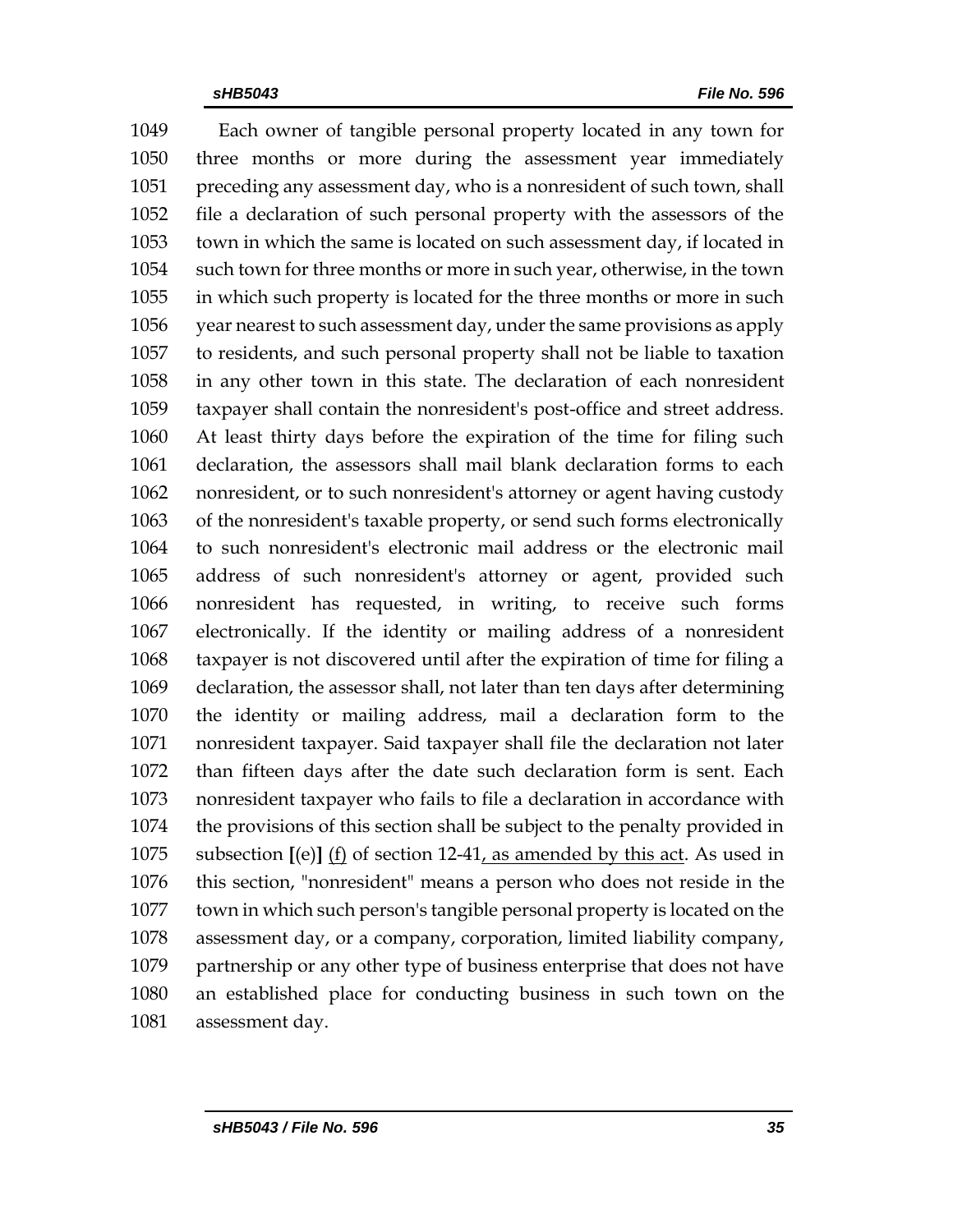Each owner of tangible personal property located in any town for three months or more during the assessment year immediately preceding any assessment day, who is a nonresident of such town, shall file a declaration of such personal property with the assessors of the town in which the same is located on such assessment day, if located in such town for three months or more in such year, otherwise, in the town in which such property is located for the three months or more in such year nearest to such assessment day, under the same provisions as apply to residents, and such personal property shall not be liable to taxation in any other town in this state. The declaration of each nonresident taxpayer shall contain the nonresident's post-office and street address. At least thirty days before the expiration of the time for filing such declaration, the assessors shall mail blank declaration forms to each nonresident, or to such nonresident's attorney or agent having custody of the nonresident's taxable property, or send such forms electronically to such nonresident's electronic mail address or the electronic mail address of such nonresident's attorney or agent, provided such nonresident has requested, in writing, to receive such forms electronically. If the identity or mailing address of a nonresident taxpayer is not discovered until after the expiration of time for filing a declaration, the assessor shall, not later than ten days after determining the identity or mailing address, mail a declaration form to the nonresident taxpayer. Said taxpayer shall file the declaration not later than fifteen days after the date such declaration form is sent. Each nonresident taxpayer who fails to file a declaration in accordance with the provisions of this section shall be subject to the penalty provided in subsection [(e)] <u>(f)</u> of section 12-41<u>, as amended by this act</u>. As used in this section, "nonresident" means a person who does not reside in the town in which such person's tangible personal property is located on the assessment day, or a company, corporation, limited liability company, partnership or any other type of business enterprise that does not have an established place for conducting business in such town on the assessment day.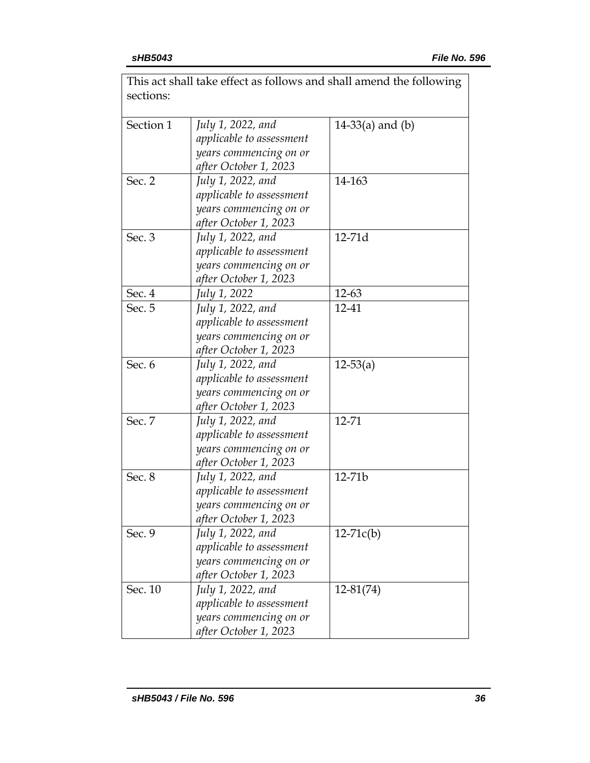This act shall take effect as follows and shall amend the following sections:

| | | |
|---|---|---|
| Section 1 | *July 1, 2022, and applicable to assessment years commencing on or after October 1, 2023* | 14-33(a) and (b) |
| Sec. 2 | *July 1, 2022, and applicable to assessment years commencing on or after October 1, 2023* | 14-163 |
| Sec. 3 | *July 1, 2022, and applicable to assessment years commencing on or after October 1, 2023* | 12-71d |
| Sec. 4 | *July 1, 2022* | 12-63 |
| Sec. 5 | *July 1, 2022, and applicable to assessment years commencing on or after October 1, 2023* | 12-41 |
| Sec. 6 | *July 1, 2022, and applicable to assessment years commencing on or after October 1, 2023* | 12-53(a) |
| Sec. 7 | *July 1, 2022, and applicable to assessment years commencing on or after October 1, 2023* | 12-71 |
| Sec. 8 | *July 1, 2022, and applicable to assessment years commencing on or after October 1, 2023* | 12-71b |
| Sec. 9 | *July 1, 2022, and applicable to assessment years commencing on or after October 1, 2023* | 12-71c(b) |
| Sec. 10 | *July 1, 2022, and applicable to assessment years commencing on or after October 1, 2023* | 12-81(74) |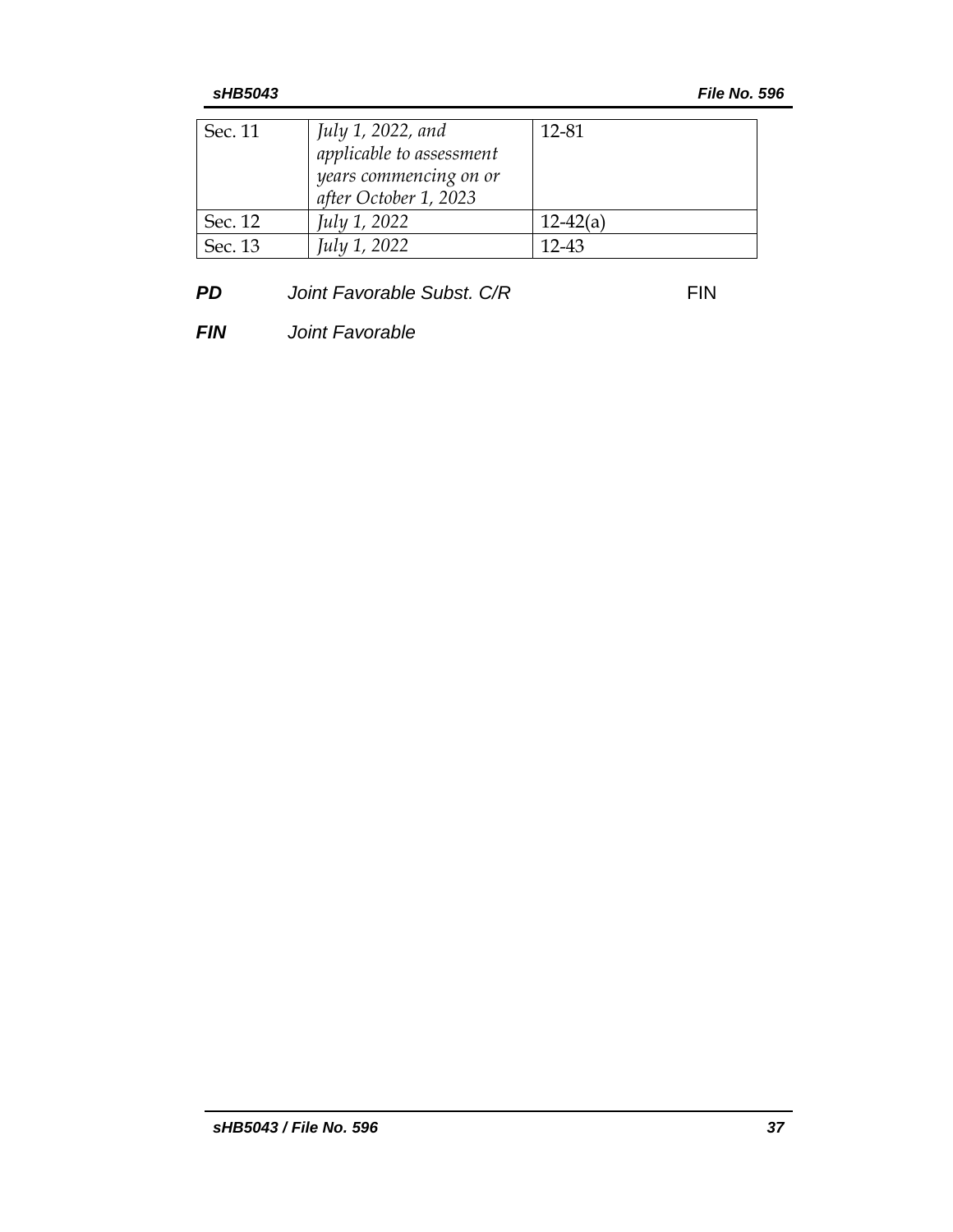| | | |
|---|---|---|
| Sec. 11 | *July 1, 2022, and applicable to assessment years commencing on or after October 1, 2023* | 12-81 |
| Sec. 12 | *July 1, 2022* | 12-42(a) |
| Sec. 13 | *July 1, 2022* | 12-43 |

***PD*** *Joint Favorable Subst. C/R* FIN

***FIN*** *Joint Favorable*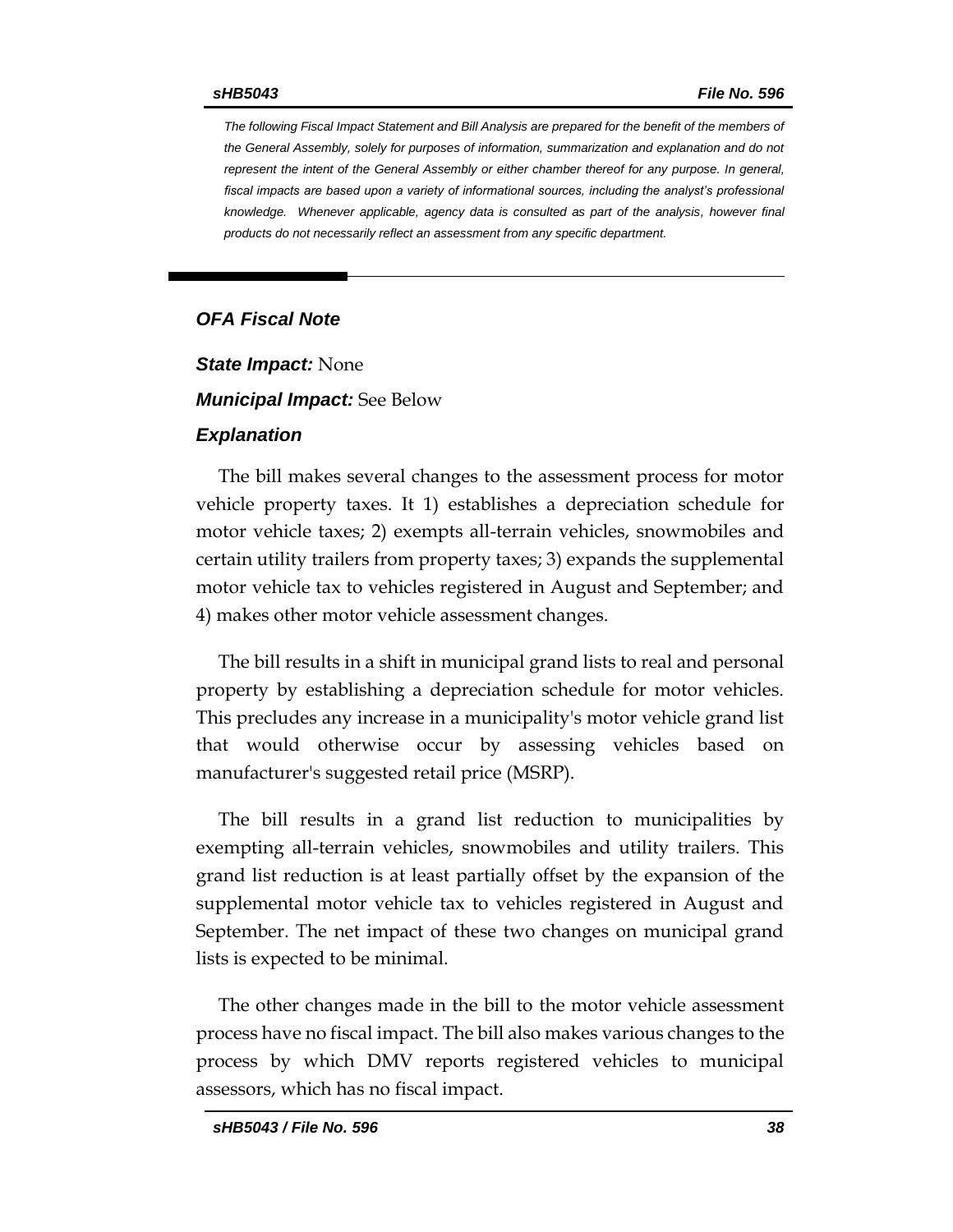*The following Fiscal Impact Statement and Bill Analysis are prepared for the benefit of the members of the General Assembly, solely for purposes of information, summarization and explanation and do not represent the intent of the General Assembly or either chamber thereof for any purpose. In general, fiscal impacts are based upon a variety of informational sources, including the analyst's professional knowledge. Whenever applicable, agency data is consulted as part of the analysis, however final products do not necessarily reflect an assessment from any specific department.*

---

## *OFA Fiscal Note*

***State Impact:*** None

***Municipal Impact:*** See Below

### *Explanation*

The bill makes several changes to the assessment process for motor vehicle property taxes. It 1) establishes a depreciation schedule for motor vehicle taxes; 2) exempts all-terrain vehicles, snowmobiles and certain utility trailers from property taxes; 3) expands the supplemental motor vehicle tax to vehicles registered in August and September; and 4) makes other motor vehicle assessment changes.

The bill results in a shift in municipal grand lists to real and personal property by establishing a depreciation schedule for motor vehicles. This precludes any increase in a municipality's motor vehicle grand list that would otherwise occur by assessing vehicles based on manufacturer's suggested retail price (MSRP).

The bill results in a grand list reduction to municipalities by exempting all-terrain vehicles, snowmobiles and utility trailers. This grand list reduction is at least partially offset by the expansion of the supplemental motor vehicle tax to vehicles registered in August and September. The net impact of these two changes on municipal grand lists is expected to be minimal.

The other changes made in the bill to the motor vehicle assessment process have no fiscal impact. The bill also makes various changes to the process by which DMV reports registered vehicles to municipal assessors, which has no fiscal impact.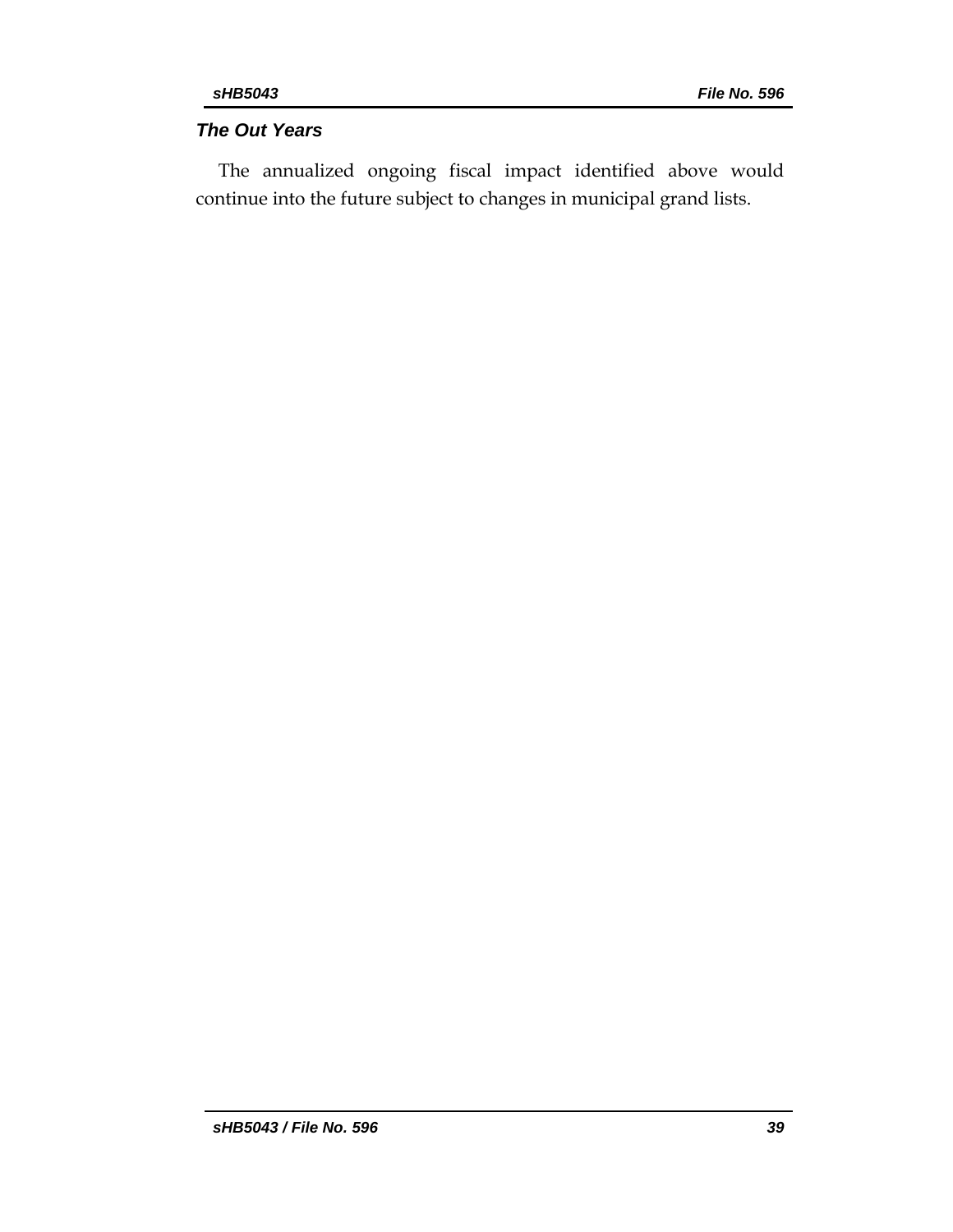### *The Out Years*

The annualized ongoing fiscal impact identified above would continue into the future subject to changes in municipal grand lists.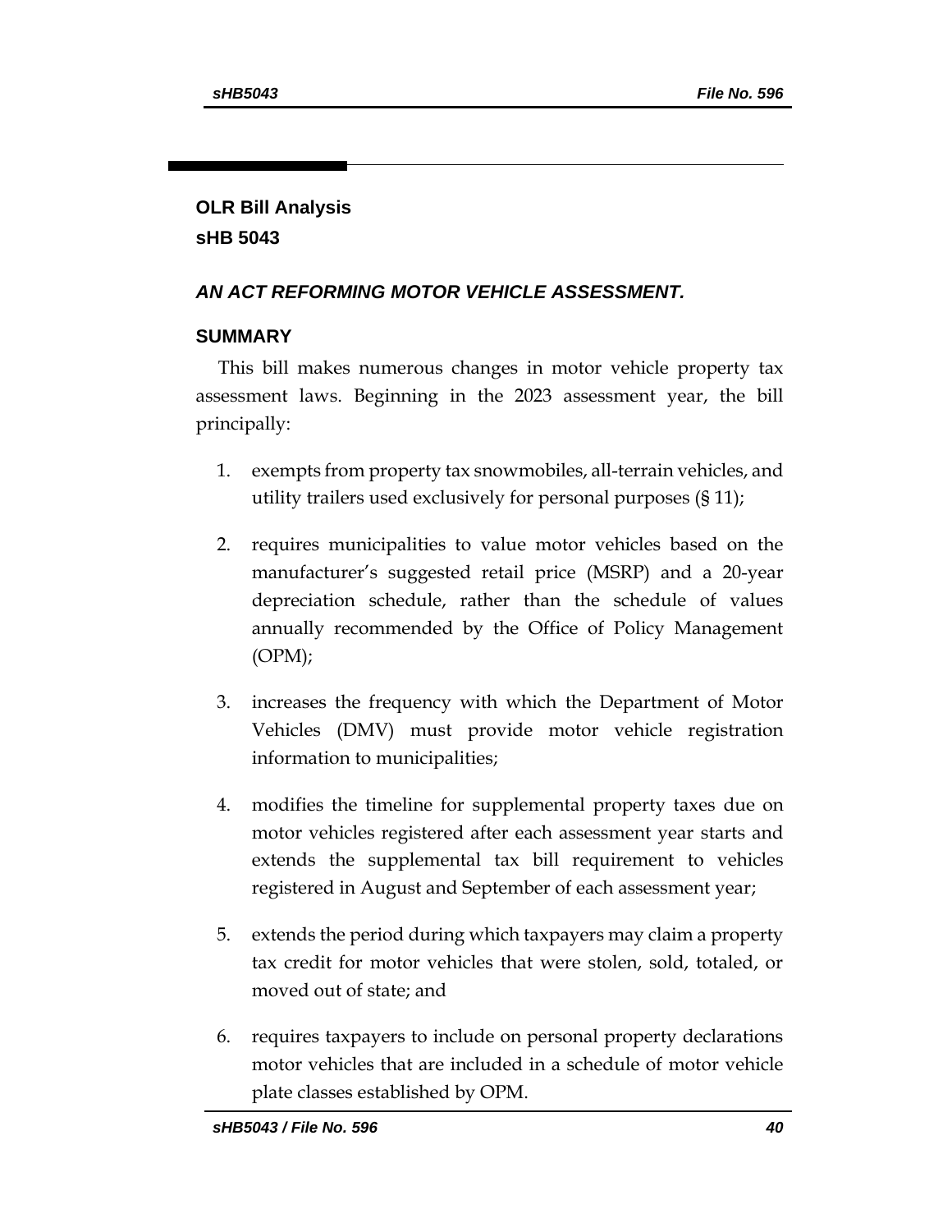## OLR Bill Analysis
## sHB 5043

### *AN ACT REFORMING MOTOR VEHICLE ASSESSMENT.*

### SUMMARY

This bill makes numerous changes in motor vehicle property tax assessment laws. Beginning in the 2023 assessment year, the bill principally:

1. exempts from property tax snowmobiles, all-terrain vehicles, and utility trailers used exclusively for personal purposes (§ 11);

2. requires municipalities to value motor vehicles based on the manufacturer's suggested retail price (MSRP) and a 20-year depreciation schedule, rather than the schedule of values annually recommended by the Office of Policy Management (OPM);

3. increases the frequency with which the Department of Motor Vehicles (DMV) must provide motor vehicle registration information to municipalities;

4. modifies the timeline for supplemental property taxes due on motor vehicles registered after each assessment year starts and extends the supplemental tax bill requirement to vehicles registered in August and September of each assessment year;

5. extends the period during which taxpayers may claim a property tax credit for motor vehicles that were stolen, sold, totaled, or moved out of state; and

6. requires taxpayers to include on personal property declarations motor vehicles that are included in a schedule of motor vehicle plate classes established by OPM.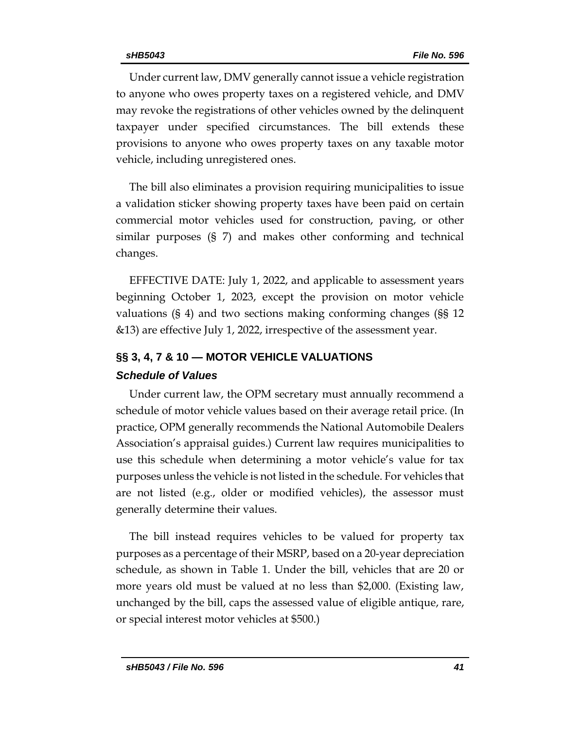Under current law, DMV generally cannot issue a vehicle registration to anyone who owes property taxes on a registered vehicle, and DMV may revoke the registrations of other vehicles owned by the delinquent taxpayer under specified circumstances. The bill extends these provisions to anyone who owes property taxes on any taxable motor vehicle, including unregistered ones.

The bill also eliminates a provision requiring municipalities to issue a validation sticker showing property taxes have been paid on certain commercial motor vehicles used for construction, paving, or other similar purposes (§ 7) and makes other conforming and technical changes.

EFFECTIVE DATE: July 1, 2022, and applicable to assessment years beginning October 1, 2023, except the provision on motor vehicle valuations (§ 4) and two sections making conforming changes (§§ 12 &13) are effective July 1, 2022, irrespective of the assessment year.

## §§ 3, 4, 7 & 10 — MOTOR VEHICLE VALUATIONS

### *Schedule of Values*

Under current law, the OPM secretary must annually recommend a schedule of motor vehicle values based on their average retail price. (In practice, OPM generally recommends the National Automobile Dealers Association's appraisal guides.) Current law requires municipalities to use this schedule when determining a motor vehicle's value for tax purposes unless the vehicle is not listed in the schedule. For vehicles that are not listed (e.g., older or modified vehicles), the assessor must generally determine their values.

The bill instead requires vehicles to be valued for property tax purposes as a percentage of their MSRP, based on a 20-year depreciation schedule, as shown in Table 1. Under the bill, vehicles that are 20 or more years old must be valued at no less than $2,000. (Existing law, unchanged by the bill, caps the assessed value of eligible antique, rare, or special interest motor vehicles at $500.)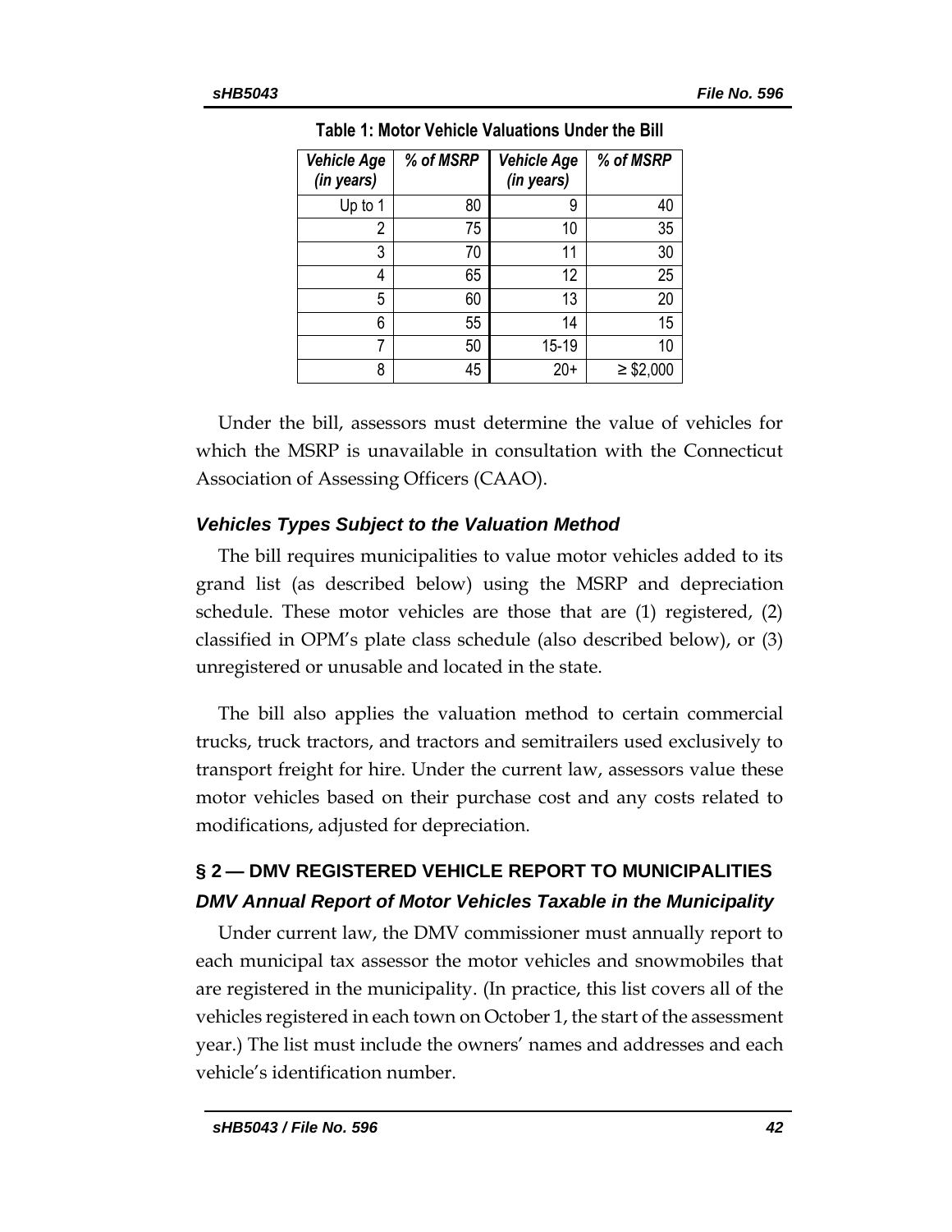**Table 1: Motor Vehicle Valuations Under the Bill**

| *Vehicle Age (in years)* | *% of MSRP* | *Vehicle Age (in years)* | *% of MSRP* |
|---|---|---|---|
| Up to 1 | 80 | 9 | 40 |
| 2 | 75 | 10 | 35 |
| 3 | 70 | 11 | 30 |
| 4 | 65 | 12 | 25 |
| 5 | 60 | 13 | 20 |
| 6 | 55 | 14 | 15 |
| 7 | 50 | 15-19 | 10 |
| 8 | 45 | 20+ | ≥ $2,000 |

Under the bill, assessors must determine the value of vehicles for which the MSRP is unavailable in consultation with the Connecticut Association of Assessing Officers (CAAO).

### *Vehicles Types Subject to the Valuation Method*

The bill requires municipalities to value motor vehicles added to its grand list (as described below) using the MSRP and depreciation schedule. These motor vehicles are those that are (1) registered, (2) classified in OPM's plate class schedule (also described below), or (3) unregistered or unusable and located in the state.

The bill also applies the valuation method to certain commercial trucks, truck tractors, and tractors and semitrailers used exclusively to transport freight for hire. Under the current law, assessors value these motor vehicles based on their purchase cost and any costs related to modifications, adjusted for depreciation.

## § 2 — DMV REGISTERED VEHICLE REPORT TO MUNICIPALITIES

### *DMV Annual Report of Motor Vehicles Taxable in the Municipality*

Under current law, the DMV commissioner must annually report to each municipal tax assessor the motor vehicles and snowmobiles that are registered in the municipality. (In practice, this list covers all of the vehicles registered in each town on October 1, the start of the assessment year.) The list must include the owners' names and addresses and each vehicle's identification number.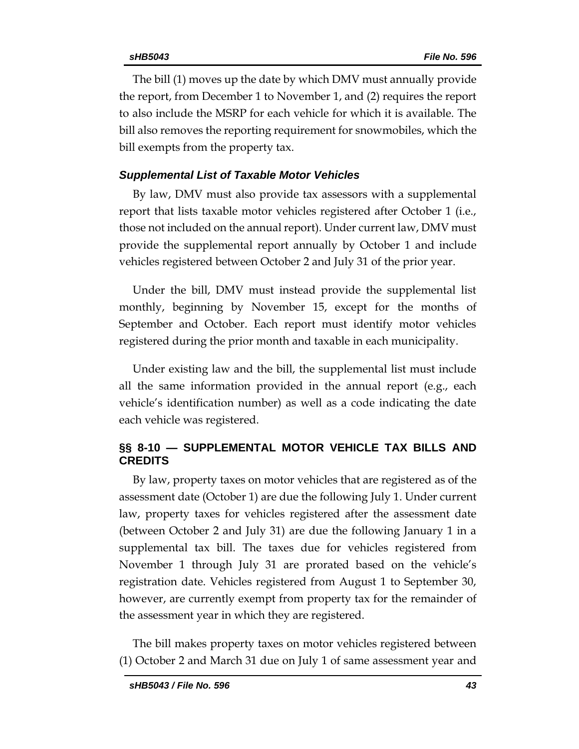The bill (1) moves up the date by which DMV must annually provide the report, from December 1 to November 1, and (2) requires the report to also include the MSRP for each vehicle for which it is available. The bill also removes the reporting requirement for snowmobiles, which the bill exempts from the property tax.

### *Supplemental List of Taxable Motor Vehicles*

By law, DMV must also provide tax assessors with a supplemental report that lists taxable motor vehicles registered after October 1 (i.e., those not included on the annual report). Under current law, DMV must provide the supplemental report annually by October 1 and include vehicles registered between October 2 and July 31 of the prior year.

Under the bill, DMV must instead provide the supplemental list monthly, beginning by November 15, except for the months of September and October. Each report must identify motor vehicles registered during the prior month and taxable in each municipality.

Under existing law and the bill, the supplemental list must include all the same information provided in the annual report (e.g., each vehicle's identification number) as well as a code indicating the date each vehicle was registered.

## §§ 8-10 — SUPPLEMENTAL MOTOR VEHICLE TAX BILLS AND CREDITS

By law, property taxes on motor vehicles that are registered as of the assessment date (October 1) are due the following July 1. Under current law, property taxes for vehicles registered after the assessment date (between October 2 and July 31) are due the following January 1 in a supplemental tax bill. The taxes due for vehicles registered from November 1 through July 31 are prorated based on the vehicle's registration date. Vehicles registered from August 1 to September 30, however, are currently exempt from property tax for the remainder of the assessment year in which they are registered.

The bill makes property taxes on motor vehicles registered between (1) October 2 and March 31 due on July 1 of same assessment year and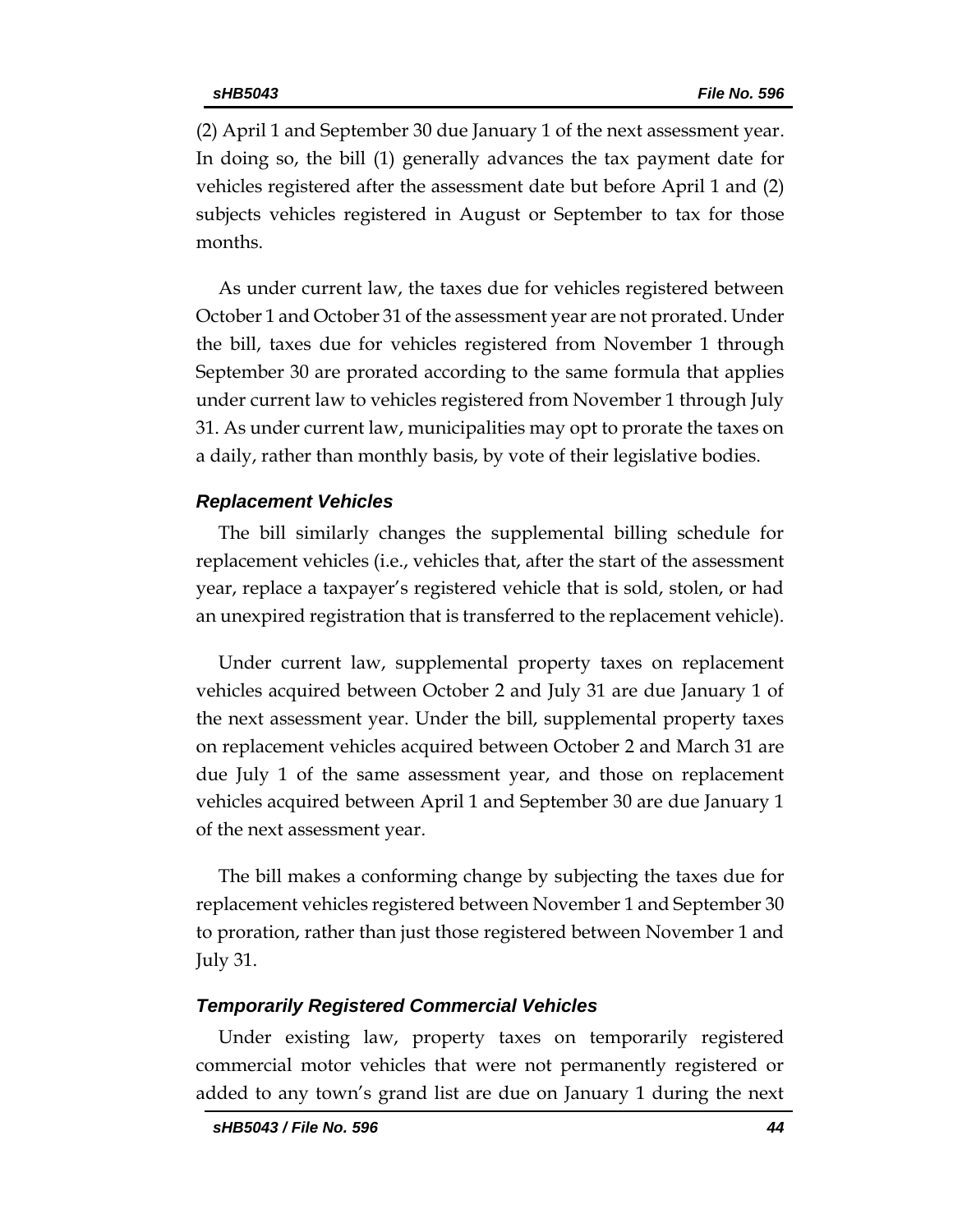(2) April 1 and September 30 due January 1 of the next assessment year. In doing so, the bill (1) generally advances the tax payment date for vehicles registered after the assessment date but before April 1 and (2) subjects vehicles registered in August or September to tax for those months.

As under current law, the taxes due for vehicles registered between October 1 and October 31 of the assessment year are not prorated. Under the bill, taxes due for vehicles registered from November 1 through September 30 are prorated according to the same formula that applies under current law to vehicles registered from November 1 through July 31. As under current law, municipalities may opt to prorate the taxes on a daily, rather than monthly basis, by vote of their legislative bodies.

### *Replacement Vehicles*

The bill similarly changes the supplemental billing schedule for replacement vehicles (i.e., vehicles that, after the start of the assessment year, replace a taxpayer's registered vehicle that is sold, stolen, or had an unexpired registration that is transferred to the replacement vehicle).

Under current law, supplemental property taxes on replacement vehicles acquired between October 2 and July 31 are due January 1 of the next assessment year. Under the bill, supplemental property taxes on replacement vehicles acquired between October 2 and March 31 are due July 1 of the same assessment year, and those on replacement vehicles acquired between April 1 and September 30 are due January 1 of the next assessment year.

The bill makes a conforming change by subjecting the taxes due for replacement vehicles registered between November 1 and September 30 to proration, rather than just those registered between November 1 and July 31.

### *Temporarily Registered Commercial Vehicles*

Under existing law, property taxes on temporarily registered commercial motor vehicles that were not permanently registered or added to any town's grand list are due on January 1 during the next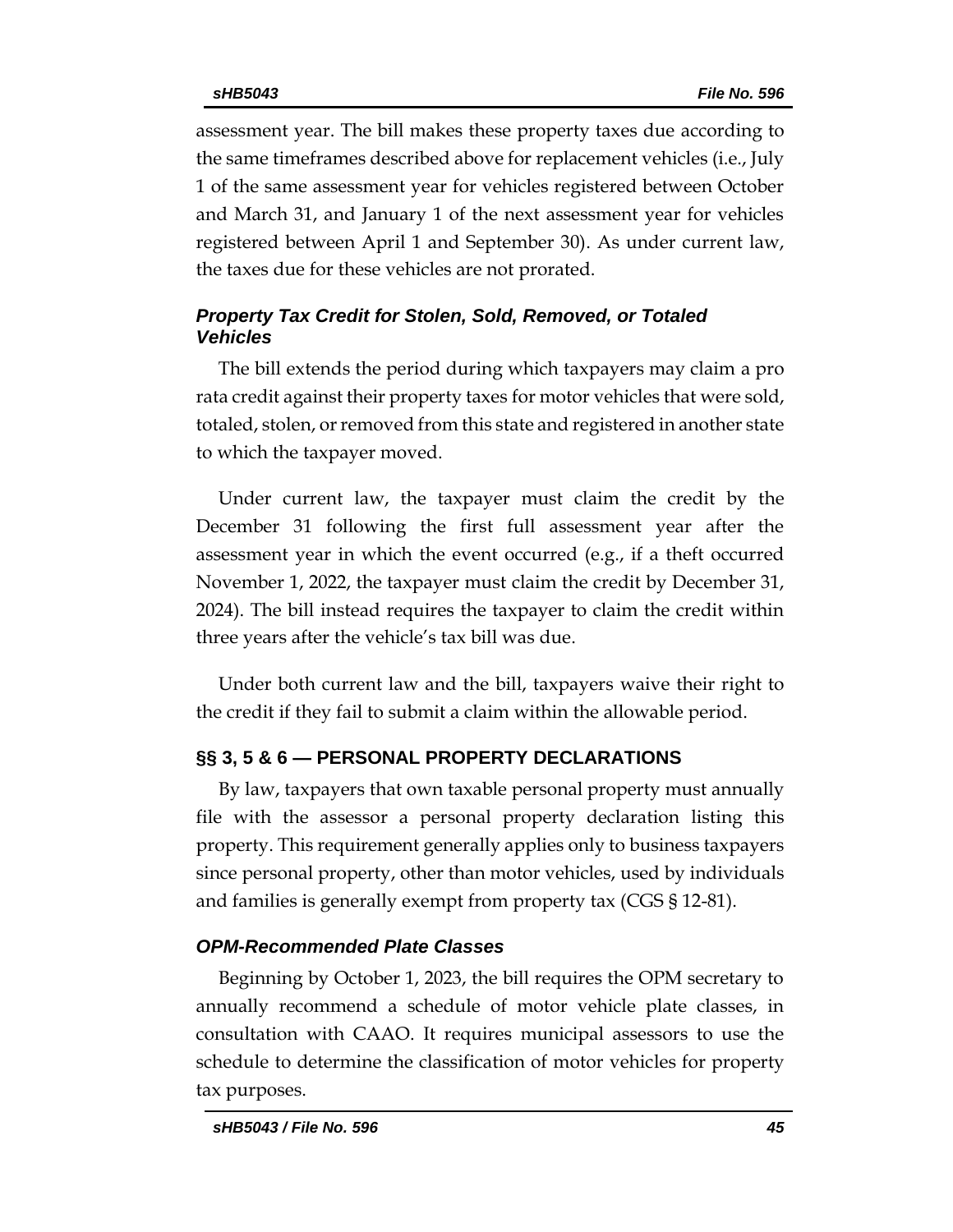assessment year. The bill makes these property taxes due according to the same timeframes described above for replacement vehicles (i.e., July 1 of the same assessment year for vehicles registered between October and March 31, and January 1 of the next assessment year for vehicles registered between April 1 and September 30). As under current law, the taxes due for these vehicles are not prorated.

### *Property Tax Credit for Stolen, Sold, Removed, or Totaled Vehicles*

The bill extends the period during which taxpayers may claim a pro rata credit against their property taxes for motor vehicles that were sold, totaled, stolen, or removed from this state and registered in another state to which the taxpayer moved.

Under current law, the taxpayer must claim the credit by the December 31 following the first full assessment year after the assessment year in which the event occurred (e.g., if a theft occurred November 1, 2022, the taxpayer must claim the credit by December 31, 2024). The bill instead requires the taxpayer to claim the credit within three years after the vehicle's tax bill was due.

Under both current law and the bill, taxpayers waive their right to the credit if they fail to submit a claim within the allowable period.

## §§ 3, 5 & 6 — PERSONAL PROPERTY DECLARATIONS

By law, taxpayers that own taxable personal property must annually file with the assessor a personal property declaration listing this property. This requirement generally applies only to business taxpayers since personal property, other than motor vehicles, used by individuals and families is generally exempt from property tax (CGS § 12-81).

### *OPM-Recommended Plate Classes*

Beginning by October 1, 2023, the bill requires the OPM secretary to annually recommend a schedule of motor vehicle plate classes, in consultation with CAAO. It requires municipal assessors to use the schedule to determine the classification of motor vehicles for property tax purposes.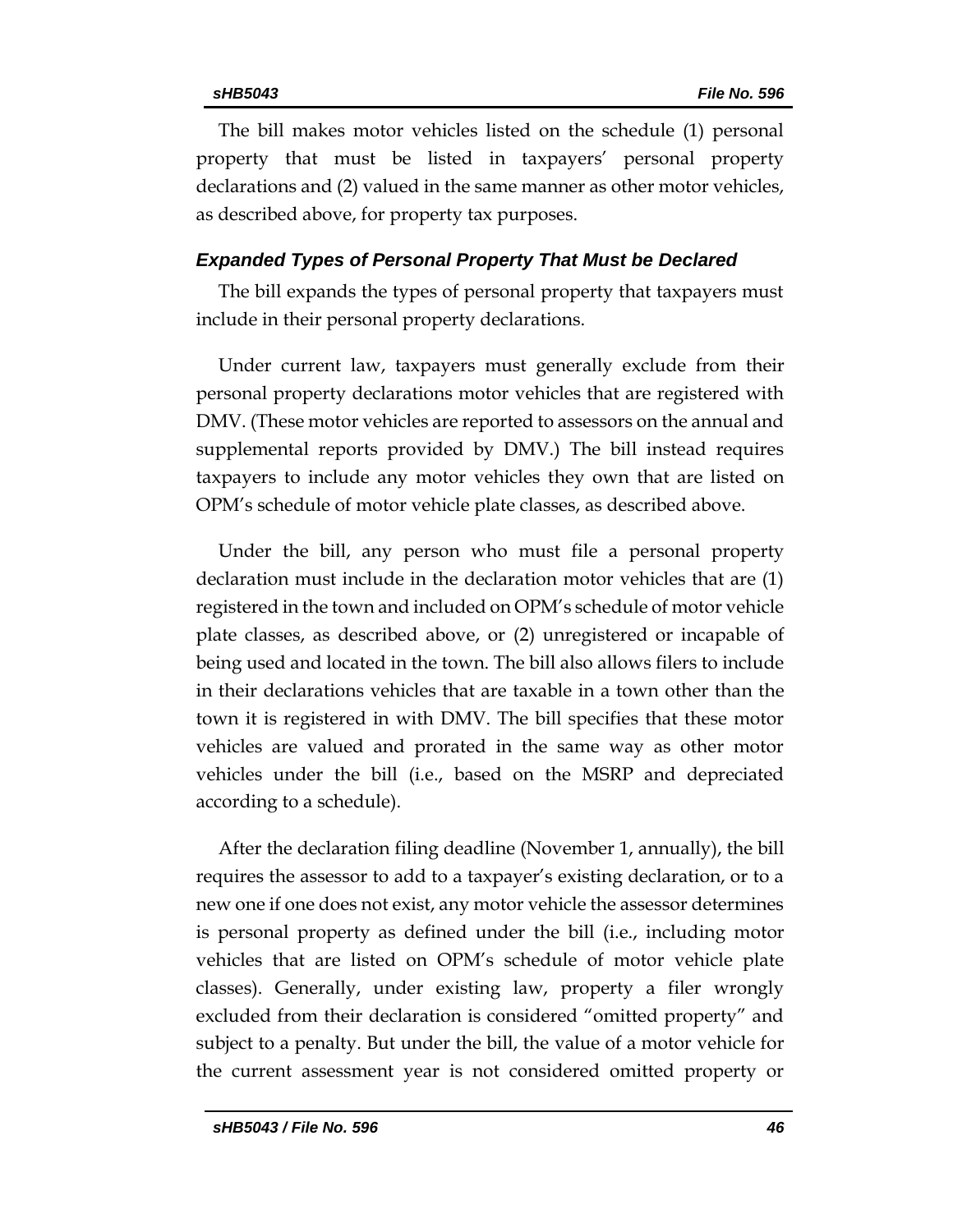The bill makes motor vehicles listed on the schedule (1) personal property that must be listed in taxpayers' personal property declarations and (2) valued in the same manner as other motor vehicles, as described above, for property tax purposes.

### *Expanded Types of Personal Property That Must be Declared*

The bill expands the types of personal property that taxpayers must include in their personal property declarations.

Under current law, taxpayers must generally exclude from their personal property declarations motor vehicles that are registered with DMV. (These motor vehicles are reported to assessors on the annual and supplemental reports provided by DMV.) The bill instead requires taxpayers to include any motor vehicles they own that are listed on OPM's schedule of motor vehicle plate classes, as described above.

Under the bill, any person who must file a personal property declaration must include in the declaration motor vehicles that are (1) registered in the town and included on OPM's schedule of motor vehicle plate classes, as described above, or (2) unregistered or incapable of being used and located in the town. The bill also allows filers to include in their declarations vehicles that are taxable in a town other than the town it is registered in with DMV. The bill specifies that these motor vehicles are valued and prorated in the same way as other motor vehicles under the bill (i.e., based on the MSRP and depreciated according to a schedule).

After the declaration filing deadline (November 1, annually), the bill requires the assessor to add to a taxpayer's existing declaration, or to a new one if one does not exist, any motor vehicle the assessor determines is personal property as defined under the bill (i.e., including motor vehicles that are listed on OPM's schedule of motor vehicle plate classes). Generally, under existing law, property a filer wrongly excluded from their declaration is considered "omitted property" and subject to a penalty. But under the bill, the value of a motor vehicle for the current assessment year is not considered omitted property or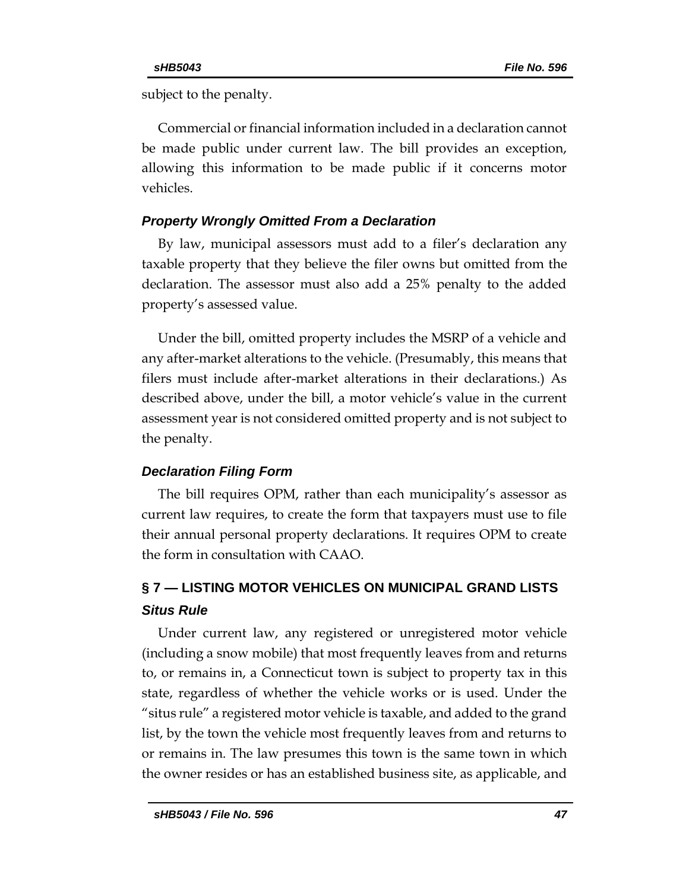subject to the penalty.

Commercial or financial information included in a declaration cannot be made public under current law. The bill provides an exception, allowing this information to be made public if it concerns motor vehicles.

### *Property Wrongly Omitted From a Declaration*

By law, municipal assessors must add to a filer's declaration any taxable property that they believe the filer owns but omitted from the declaration. The assessor must also add a 25% penalty to the added property's assessed value.

Under the bill, omitted property includes the MSRP of a vehicle and any after-market alterations to the vehicle. (Presumably, this means that filers must include after-market alterations in their declarations.) As described above, under the bill, a motor vehicle's value in the current assessment year is not considered omitted property and is not subject to the penalty.

### *Declaration Filing Form*

The bill requires OPM, rather than each municipality's assessor as current law requires, to create the form that taxpayers must use to file their annual personal property declarations. It requires OPM to create the form in consultation with CAAO.

## § 7 — LISTING MOTOR VEHICLES ON MUNICIPAL GRAND LISTS

### *Situs Rule*

Under current law, any registered or unregistered motor vehicle (including a snow mobile) that most frequently leaves from and returns to, or remains in, a Connecticut town is subject to property tax in this state, regardless of whether the vehicle works or is used. Under the "situs rule" a registered motor vehicle is taxable, and added to the grand list, by the town the vehicle most frequently leaves from and returns to or remains in. The law presumes this town is the same town in which the owner resides or has an established business site, as applicable, and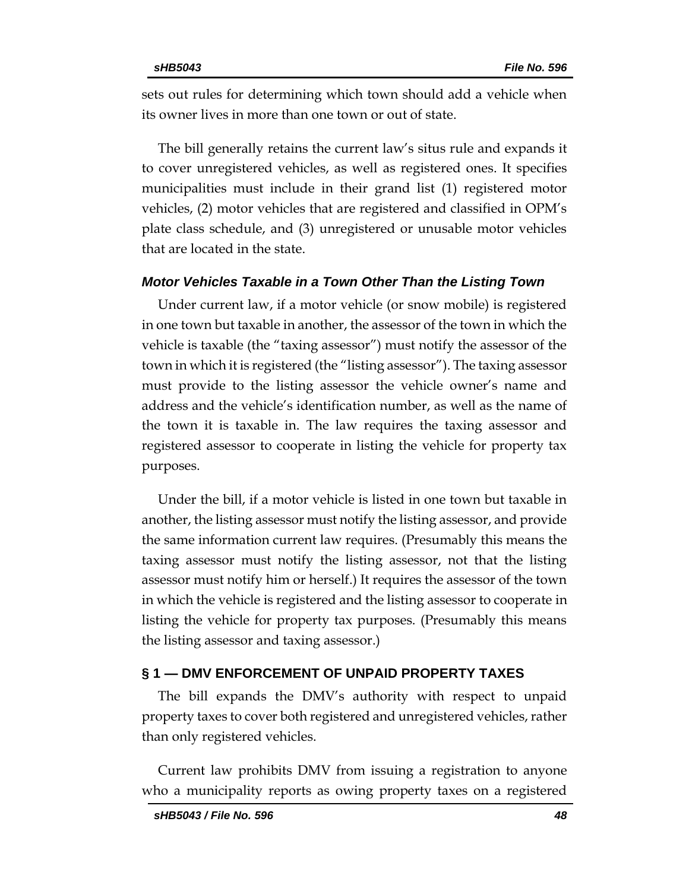sets out rules for determining which town should add a vehicle when its owner lives in more than one town or out of state.

The bill generally retains the current law's situs rule and expands it to cover unregistered vehicles, as well as registered ones. It specifies municipalities must include in their grand list (1) registered motor vehicles, (2) motor vehicles that are registered and classified in OPM's plate class schedule, and (3) unregistered or unusable motor vehicles that are located in the state.

### *Motor Vehicles Taxable in a Town Other Than the Listing Town*

Under current law, if a motor vehicle (or snow mobile) is registered in one town but taxable in another, the assessor of the town in which the vehicle is taxable (the "taxing assessor") must notify the assessor of the town in which it is registered (the "listing assessor"). The taxing assessor must provide to the listing assessor the vehicle owner's name and address and the vehicle's identification number, as well as the name of the town it is taxable in. The law requires the taxing assessor and registered assessor to cooperate in listing the vehicle for property tax purposes.

Under the bill, if a motor vehicle is listed in one town but taxable in another, the listing assessor must notify the listing assessor, and provide the same information current law requires. (Presumably this means the taxing assessor must notify the listing assessor, not that the listing assessor must notify him or herself.) It requires the assessor of the town in which the vehicle is registered and the listing assessor to cooperate in listing the vehicle for property tax purposes. (Presumably this means the listing assessor and taxing assessor.)

## § 1 — DMV ENFORCEMENT OF UNPAID PROPERTY TAXES

The bill expands the DMV's authority with respect to unpaid property taxes to cover both registered and unregistered vehicles, rather than only registered vehicles.

Current law prohibits DMV from issuing a registration to anyone who a municipality reports as owing property taxes on a registered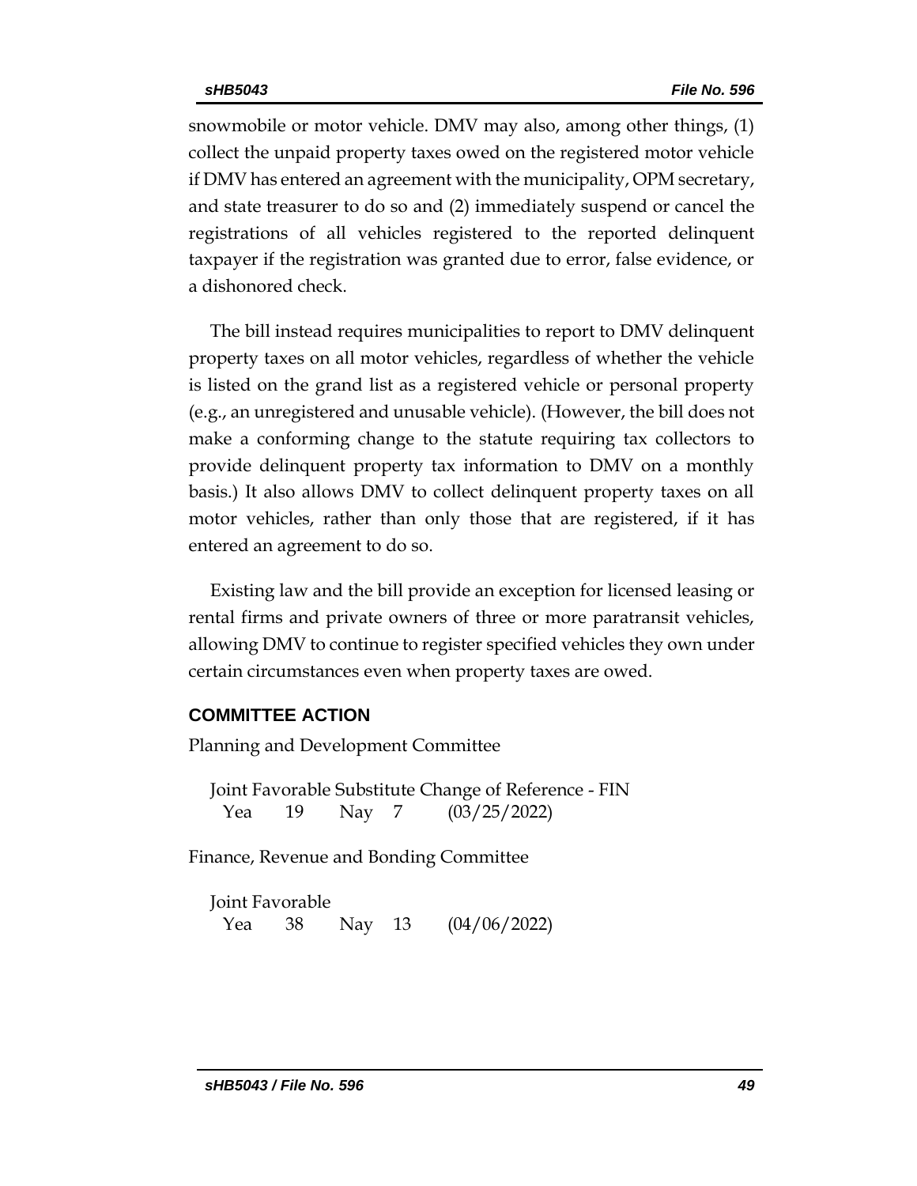snowmobile or motor vehicle. DMV may also, among other things, (1) collect the unpaid property taxes owed on the registered motor vehicle if DMV has entered an agreement with the municipality, OPM secretary, and state treasurer to do so and (2) immediately suspend or cancel the registrations of all vehicles registered to the reported delinquent taxpayer if the registration was granted due to error, false evidence, or a dishonored check.

The bill instead requires municipalities to report to DMV delinquent property taxes on all motor vehicles, regardless of whether the vehicle is listed on the grand list as a registered vehicle or personal property (e.g., an unregistered and unusable vehicle). (However, the bill does not make a conforming change to the statute requiring tax collectors to provide delinquent property tax information to DMV on a monthly basis.) It also allows DMV to collect delinquent property taxes on all motor vehicles, rather than only those that are registered, if it has entered an agreement to do so.

Existing law and the bill provide an exception for licensed leasing or rental firms and private owners of three or more paratransit vehicles, allowing DMV to continue to register specified vehicles they own under certain circumstances even when property taxes are owed.

## COMMITTEE ACTION

Planning and Development Committee

Joint Favorable Substitute Change of Reference - FIN
Yea 19 Nay 7 (03/25/2022)

Finance, Revenue and Bonding Committee

Joint Favorable
Yea 38 Nay 13 (04/06/2022)